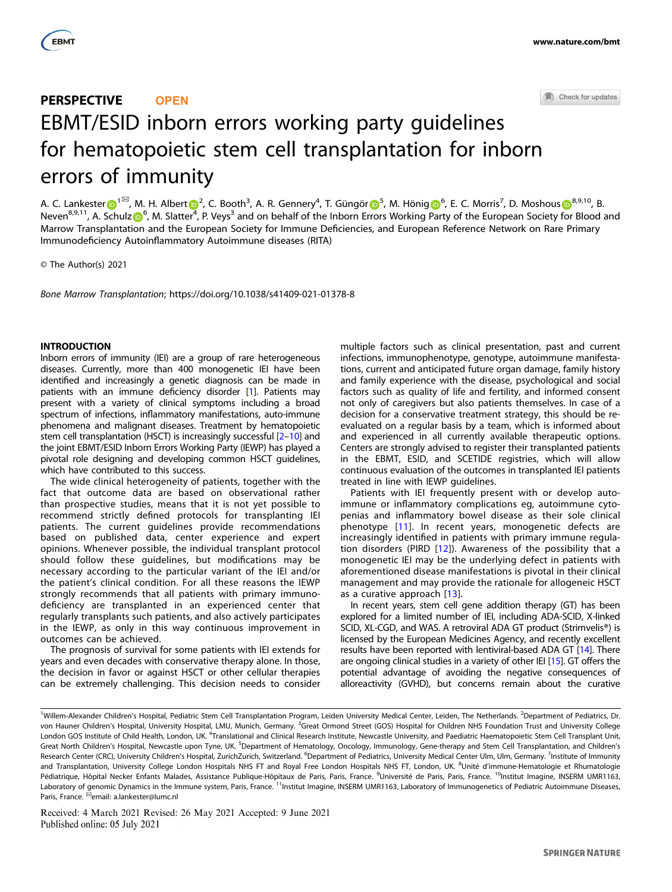**PERSPECTIVE** OPEN

# EBMT/ESID inborn errors working party guidelines for hematopoietic stem cell transplantation for inborn errors of immunity

A. C. Lankester[1], M. H. Albert[2], C. Booth[3], A. R. Gennery[4], T. Güngör[5], M. Hönig[6], E. C. Morris[7], D. Moshous[8,9,10], B. Neven[8,9,11], A. Schulz[6], M. Slatter[4], P. Veys[3] and on behalf of the Inborn Errors Working Party of the European Society for Blood and Marrow Transplantation and the European Society for Immune Deficiencies, and European Reference Network on Rare Primary Immunodeficiency Autoinflammatory Autoimmune diseases (RITA)

© The Author(s) 2021

*Bone Marrow Transplantation*; https://doi.org/10.1038/s41409-021-01378-8

## INTRODUCTION

Inborn errors of immunity (IEI) are a group of rare heterogeneous diseases. Currently, more than 400 monogenetic IEI have been identified and increasingly a genetic diagnosis can be made in patients with an immune deficiency disorder [1]. Patients may present with a variety of clinical symptoms including a broad spectrum of infections, inflammatory manifestations, auto-immune phenomena and malignant diseases. Treatment by hematopoietic stem cell transplantation (HSCT) is increasingly successful [2–10] and the joint EBMT/ESID Inborn Errors Working Party (IEWP) has played a pivotal role designing and developing common HSCT guidelines, which have contributed to this success.

The wide clinical heterogeneity of patients, together with the fact that outcome data are based on observational rather than prospective studies, means that it is not yet possible to recommend strictly defined protocols for transplanting IEI patients. The current guidelines provide recommendations based on published data, center experience and expert opinions. Whenever possible, the individual transplant protocol should follow these guidelines, but modifications may be necessary according to the particular variant of the IEI and/or the patient's clinical condition. For all these reasons the IEWP strongly recommends that all patients with primary immunodeficiency are transplanted in an experienced center that regularly transplants such patients, and also actively participates in the IEWP, as only in this way continuous improvement in outcomes can be achieved.

The prognosis of survival for some patients with IEI extends for years and even decades with conservative therapy alone. In those, the decision in favor or against HSCT or other cellular therapies can be extremely challenging. This decision needs to consider multiple factors such as clinical presentation, past and current infections, immunophenotype, genotype, autoimmune manifestations, current and anticipated future organ damage, family history and family experience with the disease, psychological and social factors such as quality of life and fertility, and informed consent not only of caregivers but also patients themselves. In case of a decision for a conservative treatment strategy, this should be re-evaluated on a regular basis by a team, which is informed about and experienced in all currently available therapeutic options. Centers are strongly advised to register their transplanted patients in the EBMT, ESID, and SCETIDE registries, which will allow continuous evaluation of the outcomes in transplanted IEI patients treated in line with IEWP guidelines.

Patients with IEI frequently present with or develop autoimmune or inflammatory complications eg, autoimmune cytopenias and inflammatory bowel disease as their sole clinical phenotype [11]. In recent years, monogenetic defects are increasingly identified in patients with primary immune regulation disorders (PIRD [12]). Awareness of the possibility that a monogenetic IEI may be the underlying defect in patients with aforementioned disease manifestations is pivotal in their clinical management and may provide the rationale for allogeneic HSCT as a curative approach [13].

In recent years, stem cell gene addition therapy (GT) has been explored for a limited number of IEI, including ADA-SCID, X-linked SCID, XL-CGD, and WAS. A retroviral ADA GT product (Strimvelis®) is licensed by the European Medicines Agency, and recently excellent results have been reported with lentiviral-based ADA GT [14]. There are ongoing clinical studies in a variety of other IEI [15]. GT offers the potential advantage of avoiding the negative consequences of alloreactivity (GVHD), but concerns remain about the curative

---

[1]Willem-Alexander Children's Hospital, Pediatric Stem Cell Transplantation Program, Leiden University Medical Center, Leiden, The Netherlands. [2]Department of Pediatrics, Dr. von Hauner Children's Hospital, University Hospital, LMU, Munich, Germany. [3]Great Ormond Street (GOS) Hospital for Children NHS Foundation Trust and University College London GOS Institute of Child Health, London, UK. [4]Translational and Clinical Research Institute, Newcastle University, and Paediatric Haematopoietic Stem Cell Transplant Unit, Great North Children's Hospital, Newcastle upon Tyne, UK. [5]Department of Hematology, Oncology, Immunology, Gene-therapy and Stem Cell Transplantation, and Children's Research Center (CRC), University Children's Hospital, ZurichZurich, Switzerland. [6]Department of Pediatrics, University Medical Center Ulm, Ulm, Germany. [7]Institute of Immunity and Transplantation, University College London Hospitals NHS FT and Royal Free London Hospitals NHS FT, London, UK. [8]Unité d'immune-Hematologie et Rhumatologie Pédiatrique, Hôpital Necker Enfants Malades, Assistance Publique-Hôpitaux de Paris, Paris, France. [9]Université de Paris, Paris, France. [10]Institut Imagine, INSERM UMR1163, Laboratory of genomic Dynamics in the Immune system, Paris, France. [11]Institut Imagine, INSERM UMR1163, Laboratory of Immunogenetics of Pediatric Autoimmune Diseases, Paris, France. ✉email: a.lankester@lumc.nl

Received: 4 March 2021 Revised: 26 May 2021 Accepted: 9 June 2021
Published online: 05 July 2021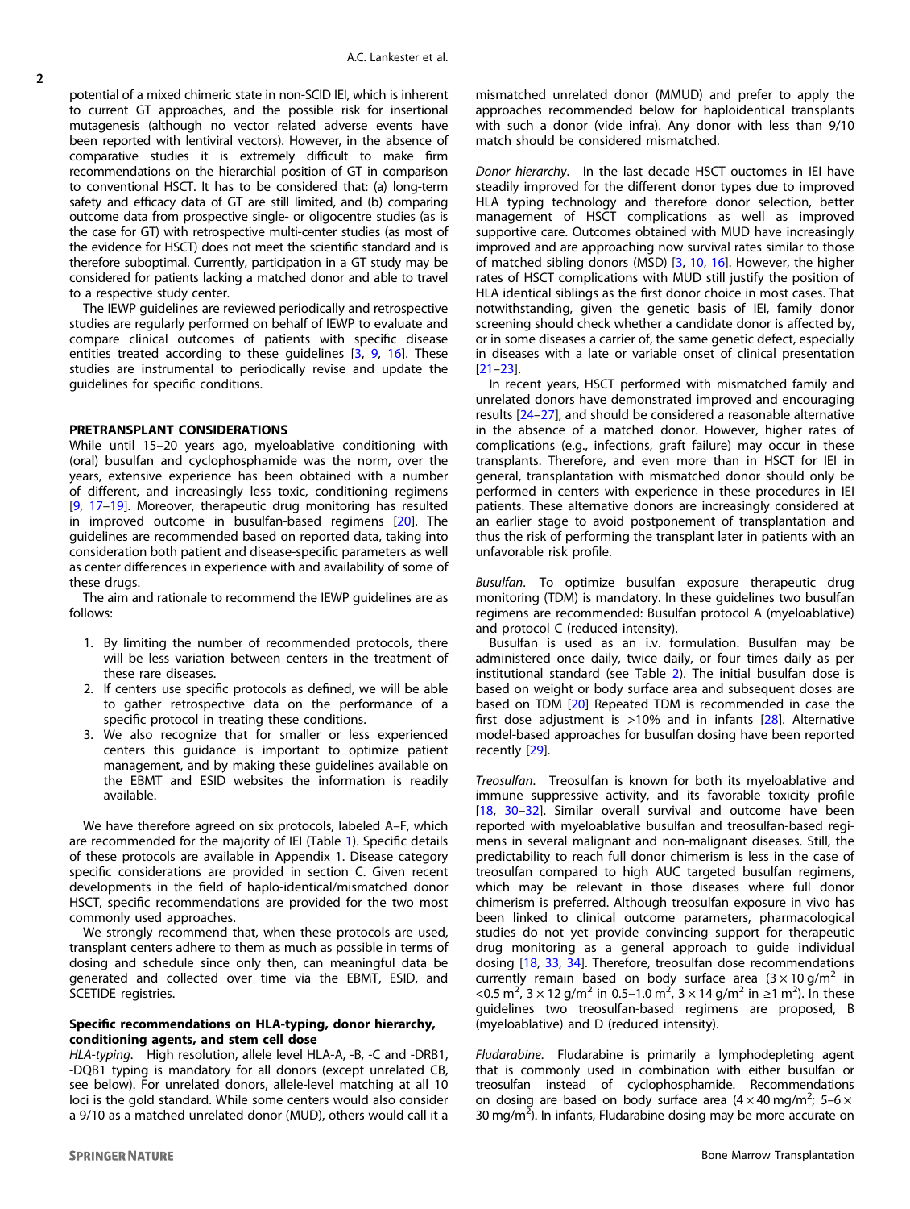potential of a mixed chimeric state in non-SCID IEI, which is inherent to current GT approaches, and the possible risk for insertional mutagenesis (although no vector related adverse events have been reported with lentiviral vectors). However, in the absence of comparative studies it is extremely difficult to make firm recommendations on the hierarchial position of GT in comparison to conventional HSCT. It has to be considered that: (a) long-term safety and efficacy data of GT are still limited, and (b) comparing outcome data from prospective single- or oligocentre studies (as is the case for GT) with retrospective multi-center studies (as most of the evidence for HSCT) does not meet the scientific standard and is therefore suboptimal. Currently, participation in a GT study may be considered for patients lacking a matched donor and able to travel to a respective study center.

The IEWP guidelines are reviewed periodically and retrospective studies are regularly performed on behalf of IEWP to evaluate and compare clinical outcomes of patients with specific disease entities treated according to these guidelines [3, 9, 16]. These studies are instrumental to periodically revise and update the guidelines for specific conditions.

## PRETRANSPLANT CONSIDERATIONS

While until 15–20 years ago, myeloablative conditioning with (oral) busulfan and cyclophosphamide was the norm, over the years, extensive experience has been obtained with a number of different, and increasingly less toxic, conditioning regimens [9, 17–19]. Moreover, therapeutic drug monitoring has resulted in improved outcome in busulfan-based regimens [20]. The guidelines are recommended based on reported data, taking into consideration both patient and disease-specific parameters as well as center differences in experience with and availability of some of these drugs.

The aim and rationale to recommend the IEWP guidelines are as follows:

1. By limiting the number of recommended protocols, there will be less variation between centers in the treatment of these rare diseases.
2. If centers use specific protocols as defined, we will be able to gather retrospective data on the performance of a specific protocol in treating these conditions.
3. We also recognize that for smaller or less experienced centers this guidance is important to optimize patient management, and by making these guidelines available on the EBMT and ESID websites the information is readily available.

We have therefore agreed on six protocols, labeled A–F, which are recommended for the majority of IEI (Table 1). Specific details of these protocols are available in Appendix 1. Disease category specific considerations are provided in section C. Given recent developments in the field of haplo-identical/mismatched donor HSCT, specific recommendations are provided for the two most commonly used approaches.

We strongly recommend that, when these protocols are used, transplant centers adhere to them as much as possible in terms of dosing and schedule since only then, can meaningful data be generated and collected over time via the EBMT, ESID, and SCETIDE registries.

### Specific recommendations on HLA-typing, donor hierarchy, conditioning agents, and stem cell dose

*HLA-typing*. High resolution, allele level HLA-A, -B, -C and -DRB1, -DQB1 typing is mandatory for all donors (except unrelated CB, see below). For unrelated donors, allele-level matching at all 10 loci is the gold standard. While some centers would also consider a 9/10 as a matched unrelated donor (MUD), others would call it a mismatched unrelated donor (MMUD) and prefer to apply the approaches recommended below for haploidentical transplants with such a donor (vide infra). Any donor with less than 9/10 match should be considered mismatched.

*Donor hierarchy*. In the last decade HSCT ouctomes in IEI have steadily improved for the different donor types due to improved HLA typing technology and therefore donor selection, better management of HSCT complications as well as improved supportive care. Outcomes obtained with MUD have increasingly improved and are approaching now survival rates similar to those of matched sibling donors (MSD) [3, 10, 16]. However, the higher rates of HSCT complications with MUD still justify the position of HLA identical siblings as the first donor choice in most cases. That notwithstanding, given the genetic basis of IEI, family donor screening should check whether a candidate donor is affected by, or in some diseases a carrier of, the same genetic defect, especially in diseases with a late or variable onset of clinical presentation [21–23].

In recent years, HSCT performed with mismatched family and unrelated donors have demonstrated improved and encouraging results [24–27], and should be considered a reasonable alternative in the absence of a matched donor. However, higher rates of complications (e.g., infections, graft failure) may occur in these transplants. Therefore, and even more than in HSCT for IEI in general, transplantation with mismatched donor should only be performed in centers with experience in these procedures in IEI patients. These alternative donors are increasingly considered at an earlier stage to avoid postponement of transplantation and thus the risk of performing the transplant later in patients with an unfavorable risk profile.

*Busulfan*. To optimize busulfan exposure therapeutic drug monitoring (TDM) is mandatory. In these guidelines two busulfan regimens are recommended: Busulfan protocol A (myeloablative) and protocol C (reduced intensity).

Busulfan is used as an i.v. formulation. Busulfan may be administered once daily, twice daily, or four times daily as per institutional standard (see Table 2). The initial busulfan dose is based on weight or body surface area and subsequent doses are based on TDM [20] Repeated TDM is recommended in case the first dose adjustment is >10% and in infants [28]. Alternative model-based approaches for busulfan dosing have been reported recently [29].

*Treosulfan*. Treosulfan is known for both its myeloablative and immune suppressive activity, and its favorable toxicity profile [18, 30–32]. Similar overall survival and outcome have been reported with myeloablative busulfan and treosulfan-based regimens in several malignant and non-malignant diseases. Still, the predictability to reach full donor chimerism is less in the case of treosulfan compared to high AUC targeted busulfan regimens, which may be relevant in those diseases where full donor chimerism is preferred. Although treosulfan exposure in vivo has been linked to clinical outcome parameters, pharmacological studies do not yet provide convincing support for therapeutic drug monitoring as a general approach to guide individual dosing [18, 33, 34]. Therefore, treosulfan dose recommendations currently remain based on body surface area ($3 \times 10$ g/m$^2$ in <0.5 m$^2$, $3 \times 12$ g/m$^2$ in 0.5–1.0 m$^2$, $3 \times 14$ g/m$^2$ in ≥1 m$^2$). In these guidelines two treosulfan-based regimens are proposed, B (myeloablative) and D (reduced intensity).

*Fludarabine*. Fludarabine is primarily a lymphodepleting agent that is commonly used in combination with either busulfan or treosulfan instead of cyclophosphamide. Recommendations on dosing are based on body surface area ($4 \times 40$ mg/m$^2$; $5–6 \times 30$ mg/m$^2$). In infants, Fludarabine dosing may be more accurate on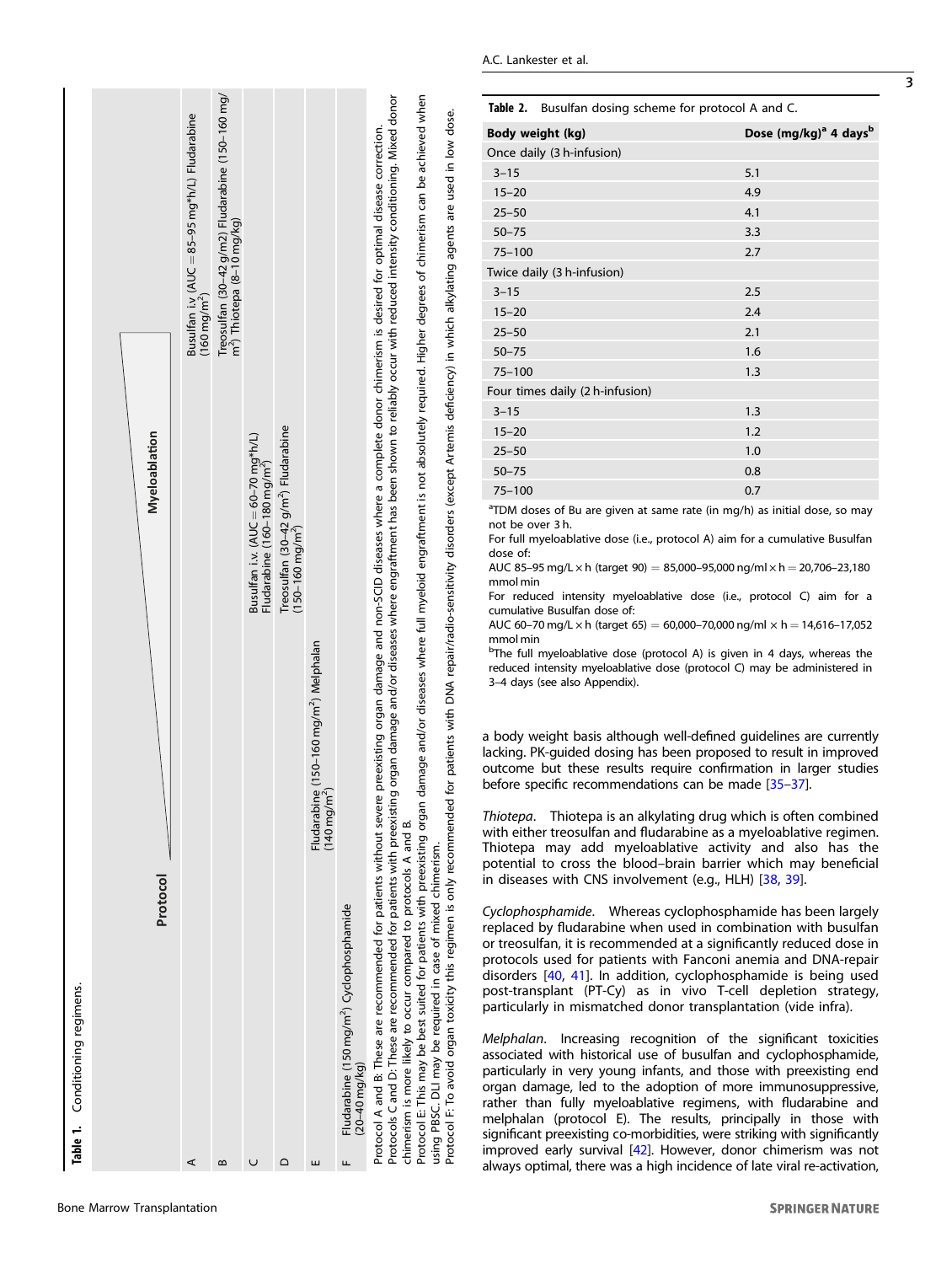**Table 1.** Conditioning regimens.

| Protocol | Myeloablation |
|---|---|
| A | Busulfan i.v (AUC = 85–95 mg\*h/L) Fludarabine (160 mg/m²) |
| B | Treosulfan (30–42 g/m2) Fludarabine (150–160 mg/m²) Thiotepa (8–10 mg/kg) |
| C | Busulfan i.v. (AUC = 60–70 mg\*h/L) Fludarabine (160–180 mg/m²) |
| D | Treosulfan (30–42 g/m²) Fludarabine (150–160 mg/m²) |
| E | Fludarabine (150–160 mg/m²) Melphalan (140 mg/m²) |
| F | Fludarabine (150 mg/m²) Cyclophosphamide (20–40 mg/kg) |

Protocol A and B: These are recommended for patients without severe preexisting organ damage and non-SCID diseases where a complete donor chimerism is desired for optimal disease correction.
Protocols C and D: These are recommended for patients with preexisting organ damage and/or diseases where engraftment has been shown to reliably occur with reduced intensity conditioning. Mixed donor chimerism is more likely to occur compared to protocols A and B.
Protocol E: This may be best suited for patients with preexisting organ damage and/or diseases where full myeloid engraftment is not absolutely required. Higher degrees of chimerism can be achieved when using PBSC. DLI may be required in case of mixed chimerism.
Protocol F: To avoid organ toxicity this regimen is only recommended for patients with DNA repair/radio-sensitivity disorders (except Artemis deficiency) in which alkylating agents are used in low dose.

**Table 2.** Busulfan dosing scheme for protocol A and C.

| Body weight (kg) | Dose (mg/kg)[a] 4 days[b] |
|---|---|
| Once daily (3 h-infusion) | |
| 3–15 | 5.1 |
| 15–20 | 4.9 |
| 25–50 | 4.1 |
| 50–75 | 3.3 |
| 75–100 | 2.7 |
| Twice daily (3 h-infusion) | |
| 3–15 | 2.5 |
| 15–20 | 2.4 |
| 25–50 | 2.1 |
| 50–75 | 1.6 |
| 75–100 | 1.3 |
| Four times daily (2 h-infusion) | |
| 3–15 | 1.3 |
| 15–20 | 1.2 |
| 25–50 | 1.0 |
| 50–75 | 0.8 |
| 75–100 | 0.7 |

[a]TDM doses of Bu are given at same rate (in mg/h) as initial dose, so may not be over 3 h.
For full myeloablative dose (i.e., protocol A) aim for a cumulative Busulfan dose of:
AUC 85–95 mg/L × h (target 90) = 85,000–95,000 ng/ml × h = 20,706–23,180 mmol min
For reduced intensity myeloablative dose (i.e., protocol C) aim for a cumulative Busulfan dose of:
AUC 60–70 mg/L × h (target 65) = 60,000–70,000 ng/ml × h = 14,616–17,052 mmol min
[b]The full myeloablative dose (protocol A) is given in 4 days, whereas the reduced intensity myeloablative dose (protocol C) may be administered in 3–4 days (see also Appendix).

a body weight basis although well-defined guidelines are currently lacking. PK-guided dosing has been proposed to result in improved outcome but these results require confirmation in larger studies before specific recommendations can be made [35–37].

*Thiotepa*. Thiotepa is an alkylating drug which is often combined with either treosulfan and fludarabine as a myeloablative regimen. Thiotepa may add myeloablative activity and also has the potential to cross the blood–brain barrier which may beneficial in diseases with CNS involvement (e.g., HLH) [38, 39].

*Cyclophosphamide*. Whereas cyclophosphamide has been largely replaced by fludarabine when used in combination with busulfan or treosulfan, it is recommended at a significantly reduced dose in protocols used for patients with Fanconi anemia and DNA-repair disorders [40, 41]. In addition, cyclophosphamide is being used post-transplant (PT-Cy) as in vivo T-cell depletion strategy, particularly in mismatched donor transplantation (vide infra).

*Melphalan*. Increasing recognition of the significant toxicities associated with historical use of busulfan and cyclophosphamide, particularly in very young infants, and those with preexisting end organ damage, led to the adoption of more immunosuppressive, rather than fully myeloablative regimens, with fludarabine and melphalan (protocol E). The results, principally in those with significant preexisting co-morbidities, were striking with significantly improved early survival [42]. However, donor chimerism was not always optimal, there was a high incidence of late viral re-activation,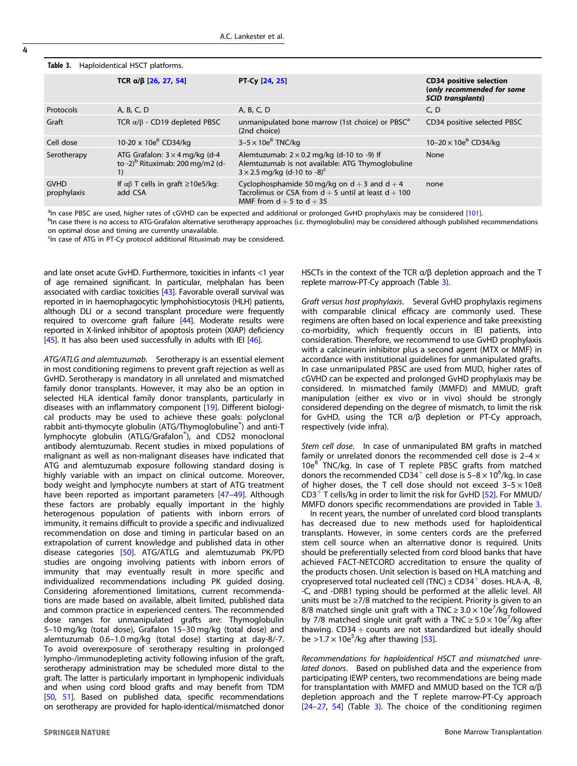**Table 3.** Haploidentical HSCT platforms.

| | TCR α/β [26, 27, 54] | PT-Cy [24, 25] | CD34 positive selection (*only recommended for some SCID transplants*) |
|---|---|---|---|
| Protocols | A, B, C, D | A, B, C, D | C, D |
| Graft | TCR α/β - CD19 depleted PBSC | unmanipulated bone marrow (1st choice) or PBSC[a] (2nd choice) | CD34 positive selected PBSC |
| Cell dose | 10-20 x $10e^6$ CD34/kg | $3–5 \times 10e^8$ TNC/kg | $10–20 \times 10e^6$ CD34/kg |
| Serotherapy | ATG Grafalon: 3 × 4 mg/kg (d-4 to -2)[b] Rituximab: 200 mg/m2 (d-1) | Alemtuzumab: 2 × 0.2 mg/kg (d-10 to -9) If Alemtuzumab is not available: ATG Thymoglobuline 3 × 2.5 mg/kg (d-10 to -8)[c] | None |
| GVHD prophylaxis | If αβ T cells in graft ≥10e5/kg: add CSA | Cyclophosphamide 50 mg/kg on d + 3 and d + 4 Tacrolimus or CSA from d + 5 until at least d + 100 MMF from d + 5 to d + 35 | none |

[a]In case PBSC are used, higher rates of cGVHD can be expected and additional or prolonged GvHD prophylaxis may be considered [101].
[b]In case there is no access to ATG-Grafalon alternative serotherapy approaches (i.c. thymoglobulin) may be considered although published recommendations on optimal dose and timing are currently unavailable.
[c]In case of ATG in PT-Cy protocol additional Rituximab may be considered.

and late onset acute GvHD. Furthermore, toxicities in infants <1 year of age remained significant. In particular, melphalan has been associated with cardiac toxicities [43]. Favorable overall survival was reported in in haemophagocytic lymphohistiocytosis (HLH) patients, although DLI or a second transplant procedure were frequently required to overcome graft failure [44]. Moderate results were reported in X-linked inhibitor of apoptosis protein (XIAP) deficiency [45]. It has also been used successfully in adults with IEI [46].

*ATG/ATLG and alemtuzumab*. Serotherapy is an essential element in most conditioning regimens to prevent graft rejection as well as GvHD. Serotherapy is mandatory in all unrelated and mismatched family donor transplants. However, it may also be an option in selected HLA identical family donor transplants, particularly in diseases with an inflammatory component [19]. Different biological products may be used to achieve these goals: polyclonal rabbit anti-thymocyte globulin (ATG/Thymoglobuline®) and anti-T lymphocyte globulin (ATLG/Grafalon®), and CD52 monoclonal antibody alemtuzumab. Recent studies in mixed populations of malignant as well as non-malignant diseases have indicated that ATG and alemtuzumab exposure following standard dosing is highly variable with an impact on clinical outcome. Moreover, body weight and lymphocyte numbers at start of ATG treatment have been reported as important parameters [47–49]. Although these factors are probably equally important in the highly heterogenous population of patients with inborn errors of immunity, it remains difficult to provide a specific and indivualized recommendation on dose and timing in particular based on an extrapolation of current knowledge and published data in other disease categories [50]. ATG/ATLG and alemtuzumab PK/PD studies are ongoing involving patients with inborn errors of immunity that may eventually result in more specific and individualized recommendations including PK guided dosing. Considering aforementioned limitations, current recommendations are made based on available, albeit limited, published data and common practice in experienced centers. The recommended dose ranges for unmanipulated grafts are: Thymoglobulin 5–10 mg/kg (total dose), Grafalon 15–30 mg/kg (total dose) and alemtuzumab 0.6–1.0 mg/kg (total dose) starting at day-8/-7. To avoid overexposure of serotherapy resulting in prolonged lympho-/immunodepleting activity following infusion of the graft, serotherapy administration may be scheduled more distal to the graft. The latter is particularly important in lymphopenic individuals and when using cord blood grafts and may benefit from TDM [50, 51]. Based on published data, specific recommendations on serotherapy are provided for haplo-identical/mismatched donor HSCTs in the context of the TCR α/β depletion approach and the T replete marrow-PT-Cy approach (Table 3).

*Graft versus host prophylaxis*. Several GvHD prophylaxis regimens with comparable clinical efficacy are commonly used. These regimens are often based on local experience and take preexisting co-morbidity, which frequently occurs in IEI patients, into consideration. Therefore, we recommend to use GvHD prophylaxis with a calcineurin inhibitor plus a second agent (MTX or MMF) in accordance with institutional guidelines for unmanipulated grafts. In case unmanipulated PBSC are used from MUD, higher rates of cGVHD can be expected and prolonged GvHD prophylaxis may be considered. In mismatched family (MMFD) and MMUD, graft manipulation (either ex vivo or in vivo) should be strongly considered depending on the degree of mismatch, to limit the risk for GvHD, using the TCR α/β depletion or PT-Cy approach, respectively (vide infra).

*Stem cell dose*. In case of unmanipulated BM grafts in matched family or unrelated donors the recommended cell dose is $2–4 \times 10e^8$ TNC/kg. In case of T replete PBSC grafts from matched donors the recommended CD34$^+$ cell dose is $5–8 \times 10^6$/kg. In case of higher doses, the T cell dose should not exceed $3–5 \times 10e8$ CD3$^+$ T cells/kg in order to limit the risk for GvHD [52]. For MMUD/MMFD donors specific recommendations are provided in Table 3.

In recent years, the number of unrelated cord blood transplants has decreased due to new methods used for haploidentical transplants. However, in some centers cords are the preferred stem cell source when an alternative donor is required. Units should be preferentially selected from cord blood banks that have achieved FACT-NETCORD accreditation to ensure the quality of the products chosen. Unit selection is based on HLA matching and cryopreserved total nucleated cell (TNC) ± CD34$^+$ doses. HLA-A, -B, -C, and -DRB1 typing should be performed at the allelic level. All units must be ≥7/8 matched to the recipient. Priority is given to an 8/8 matched single unit graft with a TNC ≥ $3.0 \times 10e^7$/kg followed by 7/8 matched single unit graft with a TNC ≥ $5.0 \times 10e^7$/kg after thawing. CD34 + counts are not standardized but ideally should be $>1.7 \times 10e^5$/kg after thawing [53].

*Recommendations for haploidentical HSCT and mismatched unrelated donors*. Based on published data and the experience from participating IEWP centers, two recommendations are being made for transplantation with MMFD and MMUD based on the TCR α/β depletion approach and the T replete marrow-PT-Cy approach [24–27, 54] (Table 3). The choice of the conditioning regimen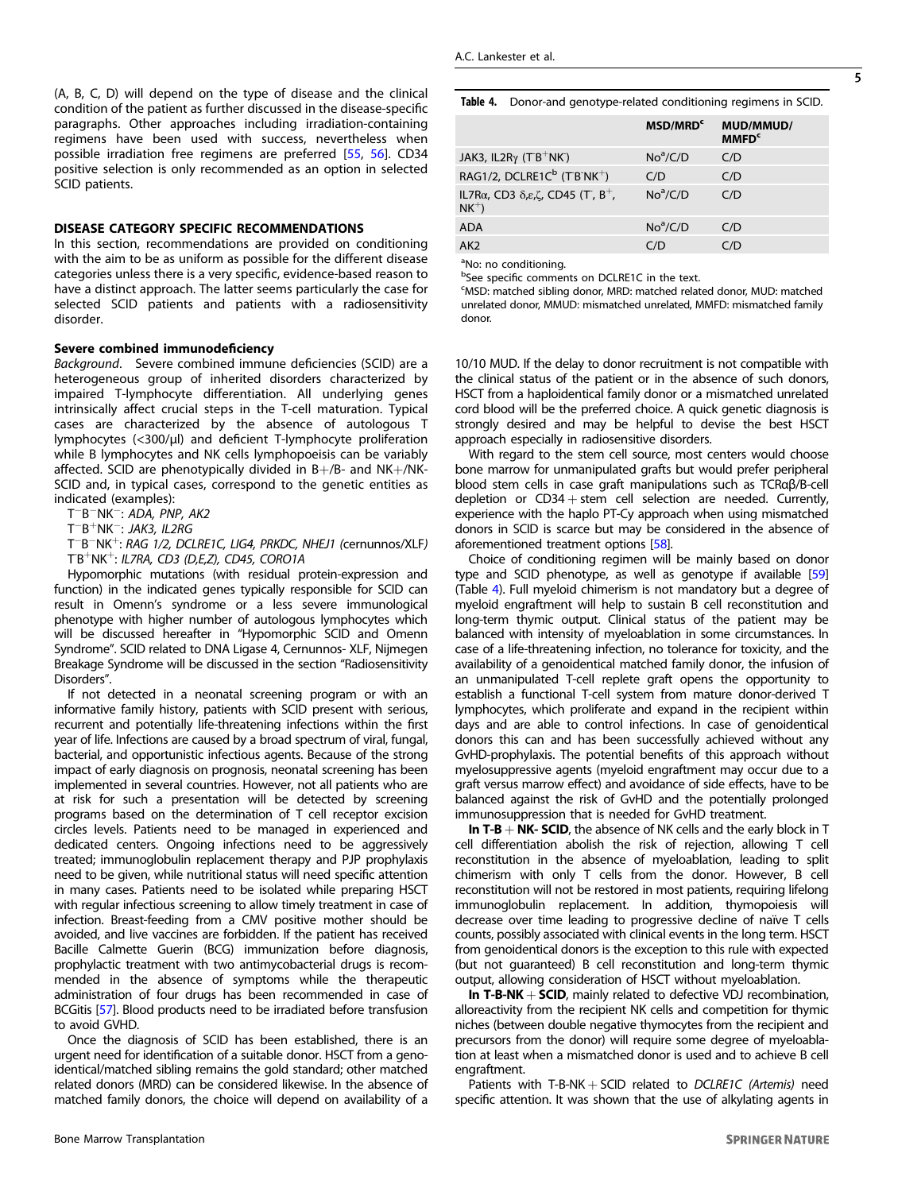(A, B, C, D) will depend on the type of disease and the clinical condition of the patient as further discussed in the disease-specific paragraphs. Other approaches including irradiation-containing regimens have been used with success, nevertheless when possible irradiation free regimens are preferred [55, 56]. CD34 positive selection is only recommended as an option in selected SCID patients.

## DISEASE CATEGORY SPECIFIC RECOMMENDATIONS

In this section, recommendations are provided on conditioning with the aim to be as uniform as possible for the different disease categories unless there is a very specific, evidence-based reason to have a distinct approach. The latter seems particularly the case for selected SCID patients and patients with a radiosensitivity disorder.

### Severe combined immunodeficiency

*Background*. Severe combined immune deficiencies (SCID) are a heterogeneous group of inherited disorders characterized by impaired T-lymphocyte differentiation. All underlying genes intrinsically affect crucial steps in the T-cell maturation. Typical cases are characterized by the absence of autologous T lymphocytes (<300/µl) and deficient T-lymphocyte proliferation while B lymphocytes and NK cells lymphopoeisis can be variably affected. SCID are phenotypically divided in B+/B- and NK+/NK- SCID and, in typical cases, correspond to the genetic entities as indicated (examples):

- $T^-B^-NK^-$: *ADA, PNP, AK2*
- $T^-B^+NK^-$: *JAK3, IL2RG*
- $T^-B^-NK^+$: *RAG 1/2, DCLRE1C, LIG4, PRKDC, NHEJ1 (*cernnunos/XLF*)*
- $T^-B^+NK^+$: *IL7RA, CD3 (D,E,Z), CD45, CORO1A*

Hypomorphic mutations (with residual protein-expression and function) in the indicated genes typically responsible for SCID can result in Omenn's syndrome or a less severe immunological phenotype with higher number of autologous lymphocytes which will be discussed hereafter in "Hypomorphic SCID and Omenn Syndrome". SCID related to DNA Ligase 4, Cernunnos- XLF, Nijmegen Breakage Syndrome will be discussed in the section "Radiosensitivity Disorders".

If not detected in a neonatal screening program or with an informative family history, patients with SCID present with serious, recurrent and potentially life-threatening infections within the first year of life. Infections are caused by a broad spectrum of viral, fungal, bacterial, and opportunistic infectious agents. Because of the strong impact of early diagnosis on prognosis, neonatal screening has been implemented in several countries. However, not all patients who are at risk for such a presentation will be detected by screening programs based on the determination of T cell receptor excision circles levels. Patients need to be managed in experienced and dedicated centers. Ongoing infections need to be aggressively treated; immunoglobulin replacement therapy and PJP prophylaxis need to be given, while nutritional status will need specific attention in many cases. Patients need to be isolated while preparing HSCT with regular infectious screening to allow timely treatment in case of infection. Breast-feeding from a CMV positive mother should be avoided, and live vaccines are forbidden. If the patient has received Bacille Calmette Guerin (BCG) immunization before diagnosis, prophylactic treatment with two antimycobacterial drugs is recommended in the absence of symptoms while the therapeutic administration of four drugs has been recommended in case of BCGitis [57]. Blood products need to be irradiated before transfusion to avoid GVHD.

Once the diagnosis of SCID has been established, there is an urgent need for identification of a suitable donor. HSCT from a genoidentical/matched sibling remains the gold standard; other matched related donors (MRD) can be considered likewise. In the absence of matched family donors, the choice will depend on availability of a 10/10 MUD. If the delay to donor recruitment is not compatible with the clinical status of the patient or in the absence of such donors, HSCT from a haploidentical family donor or a mismatched unrelated cord blood will be the preferred choice. A quick genetic diagnosis is strongly desired and may be helpful to devise the best HSCT approach especially in radiosensitive disorders.

**Table 4.** Donor-and genotype-related conditioning regimens in SCID.

| | MSD/MRD[c] | MUD/MMUD/MMFD[c] |
|---|---|---|
| JAK3, IL2Rγ ($T^-B^+NK^-$) | No[a]/C/D | C/D |
| RAG1/2, DCLRE1C[b] ($T^-B^-NK^+$) | C/D | C/D |
| IL7Rα, CD3 δ,ε,ζ, CD45 ($T^-$, $B^+$, $NK^+$) | No[a]/C/D | C/D |
| ADA | No[a]/C/D | C/D |
| AK2 | C/D | C/D |

[a]No: no conditioning.
[b]See specific comments on DCLRE1C in the text.
[c]MSD: matched sibling donor, MRD: matched related donor, MUD: matched unrelated donor, MMUD: mismatched unrelated, MMFD: mismatched family donor.

With regard to the stem cell source, most centers would choose bone marrow for unmanipulated grafts but would prefer peripheral blood stem cells in case graft manipulations such as TCRαβ/B-cell depletion or CD34 + stem cell selection are needed. Currently, experience with the haplo PT-Cy approach when using mismatched donors in SCID is scarce but may be considered in the absence of aforementioned treatment options [58].

Choice of conditioning regimen will be mainly based on donor type and SCID phenotype, as well as genotype if available [59] (Table 4). Full myeloid chimerism is not mandatory but a degree of myeloid engraftment will help to sustain B cell reconstitution and long-term thymic output. Clinical status of the patient may be balanced with intensity of myeloablation in some circumstances. In case of a life-threatening infection, no tolerance for toxicity, and the availability of a genoidentical matched family donor, the infusion of an unmanipulated T-cell replete graft opens the opportunity to establish a functional T-cell system from mature donor-derived T lymphocytes, which proliferate and expand in the recipient within days and are able to control infections. In case of genoidentical donors this can and has been successfully achieved without any GvHD-prophylaxis. The potential benefits of this approach without myelosuppressive agents (myeloid engraftment may occur due to a graft versus marrow effect) and avoidance of side effects, have to be balanced against the risk of GvHD and the potentially prolonged immunosuppression that is needed for GvHD treatment.

**In T-B + NK- SCID**, the absence of NK cells and the early block in T cell differentiation abolish the risk of rejection, allowing T cell reconstitution in the absence of myeloablation, leading to split chimerism with only T cells from the donor. However, B cell reconstitution will not be restored in most patients, requiring lifelong immunoglobulin replacement. In addition, thymopoiesis will decrease over time leading to progressive decline of naïve T cells counts, possibly associated with clinical events in the long term. HSCT from genoidentical donors is the exception to this rule with expected (but not guaranteed) B cell reconstitution and long-term thymic output, allowing consideration of HSCT without myeloablation.

**In T-B-NK + SCID**, mainly related to defective VDJ recombination, alloreactivity from the recipient NK cells and competition for thymic niches (between double negative thymocytes from the recipient and precursors from the donor) will require some degree of myeloablation at least when a mismatched donor is used and to achieve B cell engraftment.

Patients with T-B-NK + SCID related to *DCLRE1C (Artemis)* need specific attention. It was shown that the use of alkylating agents in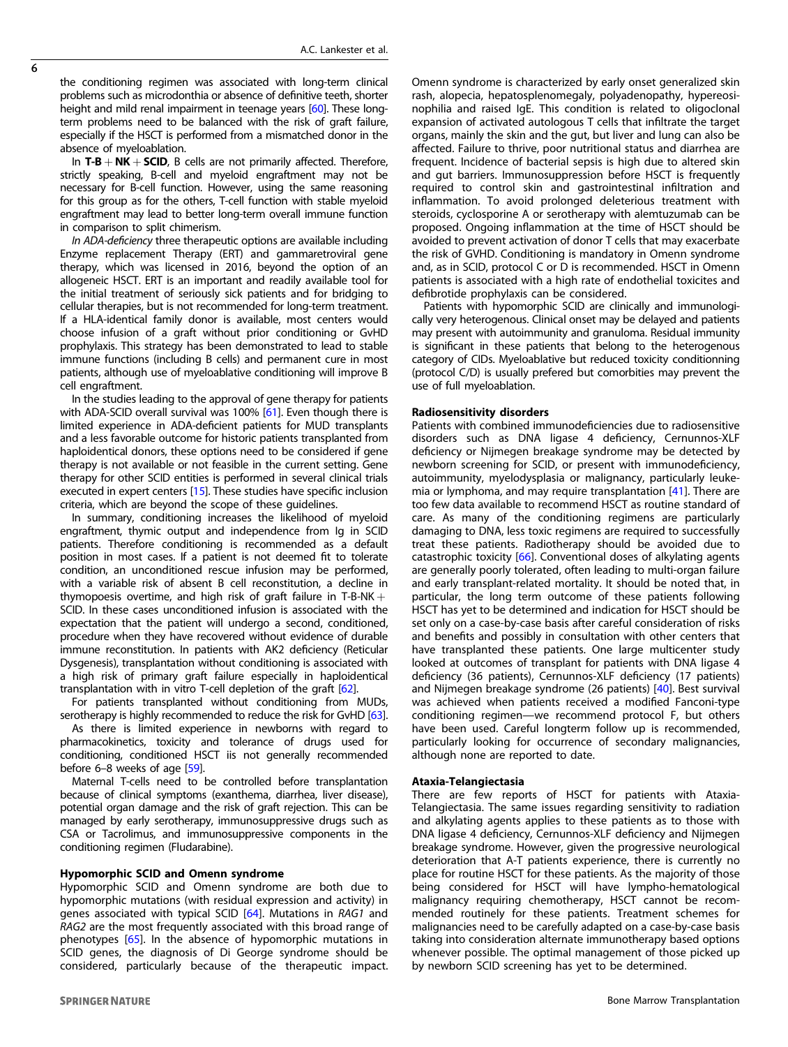the conditioning regimen was associated with long-term clinical problems such as microdontia or absence of definitive teeth, shorter height and mild renal impairment in teenage years [60]. These long-term problems need to be balanced with the risk of graft failure, especially if the HSCT is performed from a mismatched donor in the absence of myeloablation.

In **T-B + NK + SCID**, B cells are not primarily affected. Therefore, strictly speaking, B-cell and myeloid engraftment may not be necessary for B-cell function. However, using the same reasoning for this group as for the others, T-cell function with stable myeloid engraftment may lead to better long-term overall immune function in comparison to split chimerism.

*In ADA-deficiency* three therapeutic options are available including Enzyme replacement Therapy (ERT) and gammaretroviral gene therapy, which was licensed in 2016, beyond the option of an allogeneic HSCT. ERT is an important and readily available tool for the initial treatment of seriously sick patients and for bridging to cellular therapies, but is not recommended for long-term treatment. If a HLA-identical family donor is available, most centers would choose infusion of a graft without prior conditioning or GvHD prophylaxis. This strategy has been demonstrated to lead to stable immune functions (including B cells) and permanent cure in most patients, although use of myeloablative conditioning will improve B cell engraftment.

In the studies leading to the approval of gene therapy for patients with ADA-SCID overall survival was 100% [61]. Even though there is limited experience in ADA-deficient patients for MUD transplants and a less favorable outcome for historic patients transplanted from haploidentical donors, these options need to be considered if gene therapy is not available or not feasible in the current setting. Gene therapy for other SCID entities is performed in several clinical trials executed in expert centers [15]. These studies have specific inclusion criteria, which are beyond the scope of these guidelines.

In summary, conditioning increases the likelihood of myeloid engraftment, thymic output and independence from Ig in SCID patients. Therefore conditioning is recommended as a default position in most cases. If a patient is not deemed fit to tolerate condition, an unconditioned rescue infusion may be performed, with a variable risk of absent B cell reconstitution, a decline in thymopoesis overtime, and high risk of graft failure in T-B-NK + SCID. In these cases unconditioned infusion is associated with the expectation that the patient will undergo a second, conditioned, procedure when they have recovered without evidence of durable immune reconstitution. In patients with AK2 deficiency (Reticular Dysgenesis), transplantation without conditioning is associated with a high risk of primary graft failure especially in haploidentical transplantation with in vitro T-cell depletion of the graft [62].

For patients transplanted without conditioning from MUDs, serotherapy is highly recommended to reduce the risk for GvHD [63].

As there is limited experience in newborns with regard to pharmacokinetics, toxicity and tolerance of drugs used for conditioning, conditioned HSCT iis not generally recommended before 6–8 weeks of age [59].

Maternal T-cells need to be controlled before transplantation because of clinical symptoms (exanthema, diarrhea, liver disease), potential organ damage and the risk of graft rejection. This can be managed by early serotherapy, immunosuppressive drugs such as CSA or Tacrolimus, and immunosuppressive components in the conditioning regimen (Fludarabine).

### Hypomorphic SCID and Omenn syndrome

Hypomorphic SCID and Omenn syndrome are both due to hypomorphic mutations (with residual expression and activity) in genes associated with typical SCID [64]. Mutations in *RAG1* and *RAG2* are the most frequently associated with this broad range of phenotypes [65]. In the absence of hypomorphic mutations in SCID genes, the diagnosis of Di George syndrome should be considered, particularly because of the therapeutic impact. Omenn syndrome is characterized by early onset generalized skin rash, alopecia, hepatosplenomegaly, polyadenopathy, hypereosinophilia and raised IgE. This condition is related to oligoclonal expansion of activated autologous T cells that infiltrate the target organs, mainly the skin and the gut, but liver and lung can also be affected. Failure to thrive, poor nutritional status and diarrhea are frequent. Incidence of bacterial sepsis is high due to altered skin and gut barriers. Immunosuppression before HSCT is frequently required to control skin and gastrointestinal infiltration and inflammation. To avoid prolonged deleterious treatment with steroids, cyclosporine A or serotherapy with alemtuzumab can be proposed. Ongoing inflammation at the time of HSCT should be avoided to prevent activation of donor T cells that may exacerbate the risk of GVHD. Conditioning is mandatory in Omenn syndrome and, as in SCID, protocol C or D is recommended. HSCT in Omenn patients is associated with a high rate of endothelial toxicites and defibrotide prophylaxis can be considered.

Patients with hypomorphic SCID are clinically and immunologically very heterogeneous. Clinical onset may be delayed and patients may present with autoimmunity and granuloma. Residual immunity is significant in these patients that belong to the heterogenous category of CIDs. Myeloablative but reduced toxicity conditionning (protocol C/D) is usually prefered but comorbities may prevent the use of full myeloablation.

### Radiosensitivity disorders

Patients with combined immunodeficiencies due to radiosensitive disorders such as DNA ligase 4 deficiency, Cernunnos-XLF deficiency or Nijmegen breakage syndrome may be detected by newborn screening for SCID, or present with immunodeficiency, autoimmunity, myelodysplasia or malignancy, particularly leukemia or lymphoma, and may require transplantation [41]. There are too few data available to recommend HSCT as routine standard of care. As many of the conditioning regimens are particularly damaging to DNA, less toxic regimens are required to successfully treat these patients. Radiotherapy should be avoided due to catastrophic toxicity [66]. Conventional doses of alkylating agents are generally poorly tolerated, often leading to multi-organ failure and early transplant-related mortality. It should be noted that, in particular, the long term outcome of these patients following HSCT has yet to be determined and indication for HSCT should be set only on a case-by-case basis after careful consideration of risks and benefits and possibly in consultation with other centers that have transplanted these patients. One large multicenter study looked at outcomes of transplant for patients with DNA ligase 4 deficiency (36 patients), Cernunnos-XLF deficiency (17 patients) and Nijmegen breakage syndrome (26 patients) [40]. Best survival was achieved when patients received a modified Fanconi-type conditioning regimen—we recommend protocol F, but others have been used. Careful longterm follow up is recommended, particularly looking for occurrence of secondary malignancies, although none are reported to date.

### Ataxia-Telangiectasia

There are few reports of HSCT for patients with Ataxia-Telangiectasia. The same issues regarding sensitivity to radiation and alkylating agents applies to these patients as to those with DNA ligase 4 deficiency, Cernunnos-XLF deficiency and Nijmegen breakage syndrome. However, given the progressive neurological deterioration that A-T patients experience, there is currently no place for routine HSCT for these patients. As the majority of those being considered for HSCT will have lympho-hematological malignancy requiring chemotherapy, HSCT cannot be recommended routinely for these patients. Treatment schemes for malignancies need to be carefully adapted on a case-by-case basis taking into consideration alternate immunotherapy based options whenever possible. The optimal management of those picked up by newborn SCID screening has yet to be determined.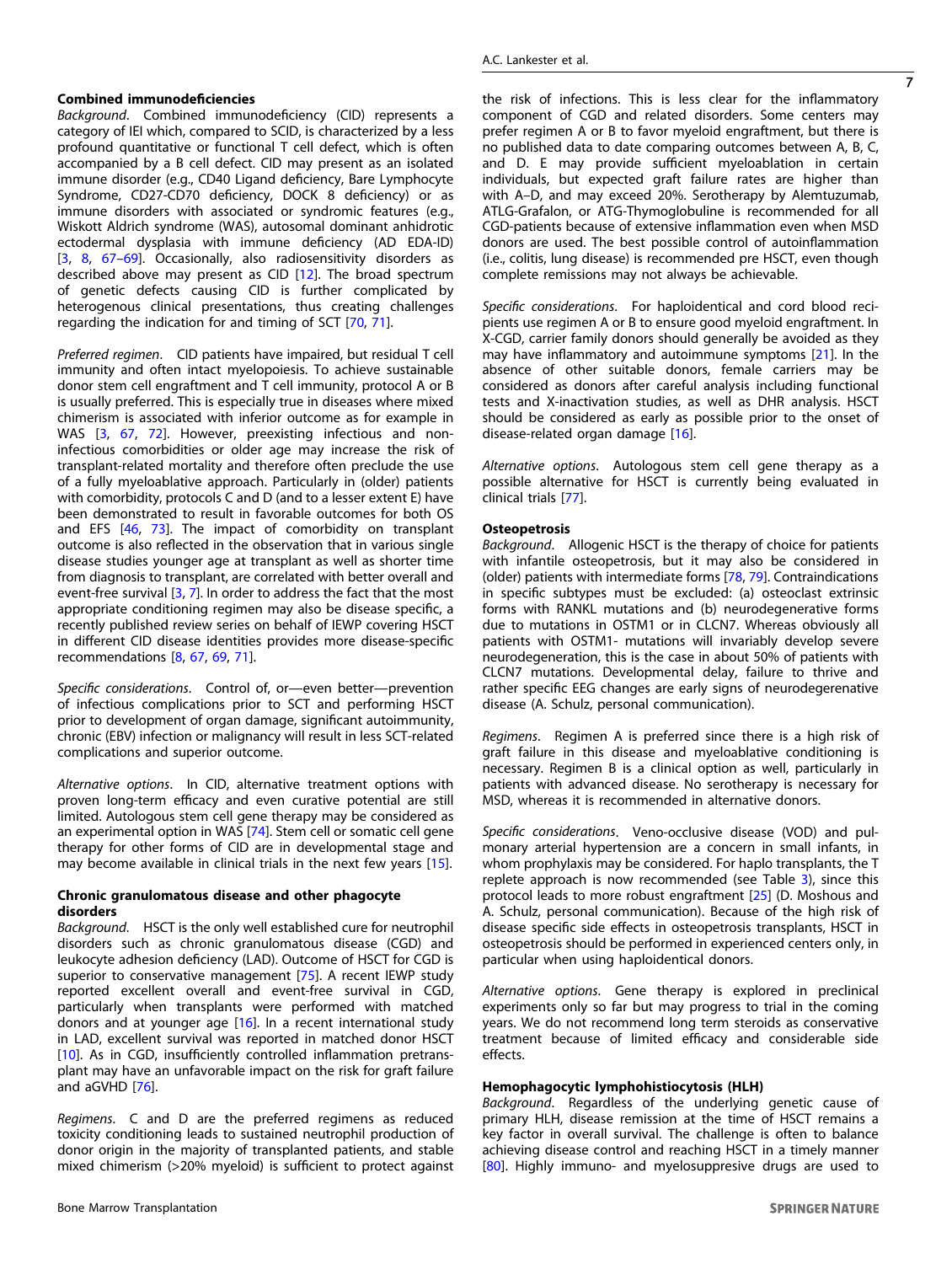### Combined immunodeficiencies

*Background*. Combined immunodeficiency (CID) represents a category of IEI which, compared to SCID, is characterized by a less profound quantitative or functional T cell defect, which is often accompanied by a B cell defect. CID may present as an isolated immune disorder (e.g., CD40 Ligand deficiency, Bare Lymphocyte Syndrome, CD27-CD70 deficiency, DOCK 8 deficiency) or as immune disorders with associated or syndromic features (e.g., Wiskott Aldrich syndrome (WAS), autosomal dominant anhidrotic ectodermal dysplasia with immune deficiency (AD EDA-ID) [3, 8, 67–69]. Occasionally, also radiosensitivity disorders as described above may present as CID [12]. The broad spectrum of genetic defects causing CID is further complicated by heterogenous clinical presentations, thus creating challenges regarding the indication for and timing of SCT [70, 71].

*Preferred regimen*. CID patients have impaired, but residual T cell immunity and often intact myelopoiesis. To achieve sustainable donor stem cell engraftment and T cell immunity, protocol A or B is usually preferred. This is especially true in diseases where mixed chimerism is associated with inferior outcome as for example in WAS [3, 67, 72]. However, preexisting infectious and non-infectious comorbidities or older age may increase the risk of transplant-related mortality and therefore often preclude the use of a fully myeloablative approach. Particularly in (older) patients with comorbidity, protocols C and D (and to a lesser extent E) have been demonstrated to result in favorable outcomes for both OS and EFS [46, 73]. The impact of comorbidity on transplant outcome is also reflected in the observation that in various single disease studies younger age at transplant as well as shorter time from diagnosis to transplant, are correlated with better overall and event-free survival [3, 7]. In order to address the fact that the most appropriate conditioning regimen may also be disease specific, a recently published review series on behalf of IEWP covering HSCT in different CID disease identities provides more disease-specific recommendations [8, 67, 69, 71].

*Specific considerations*. Control of, or—even better—prevention of infectious complications prior to SCT and performing HSCT prior to development of organ damage, significant autoimmunity, chronic (EBV) infection or malignancy will result in less SCT-related complications and superior outcome.

*Alternative options*. In CID, alternative treatment options with proven long-term efficacy and even curative potential are still limited. Autologous stem cell gene therapy may be considered as an experimental option in WAS [74]. Stem cell or somatic cell gene therapy for other forms of CID are in developmental stage and may become available in clinical trials in the next few years [15].

### Chronic granulomatous disease and other phagocyte disorders

*Background*. HSCT is the only well established cure for neutrophil disorders such as chronic granulomatous disease (CGD) and leukocyte adhesion deficiency (LAD). Outcome of HSCT for CGD is superior to conservative management [75]. A recent IEWP study reported excellent overall and event-free survival in CGD, particularly when transplants were performed with matched donors and at younger age [16]. In a recent international study in LAD, excellent survival was reported in matched donor HSCT [10]. As in CGD, insufficiently controlled inflammation pretransplant may have an unfavorable impact on the risk for graft failure and aGVHD [76].

*Regimens*. C and D are the preferred regimens as reduced toxicity conditioning leads to sustained neutrophil production of donor origin in the majority of transplanted patients, and stable mixed chimerism (>20% myeloid) is sufficient to protect against the risk of infections. This is less clear for the inflammatory component of CGD and related disorders. Some centers may prefer regimen A or B to favor myeloid engraftment, but there is no published data to date comparing outcomes between A, B, C, and D. E may provide sufficient myeloablation in certain individuals, but expected graft failure rates are higher than with A–D, and may exceed 20%. Serotherapy by Alemtuzumab, ATLG-Grafalon, or ATG-Thymoglobuline is recommended for all CGD-patients because of extensive inflammation even when MSD donors are used. The best possible control of autoinflammation (i.e., colitis, lung disease) is recommended pre HSCT, even though complete remissions may not always be achievable.

*Specific considerations*. For haploidentical and cord blood recipients use regimen A or B to ensure good myeloid engraftment. In X-CGD, carrier family donors should generally be avoided as they may have inflammatory and autoimmune symptoms [21]. In the absence of other suitable donors, female carriers may be considered as donors after careful analysis including functional tests and X-inactivation studies, as well as DHR analysis. HSCT should be considered as early as possible prior to the onset of disease-related organ damage [16].

*Alternative options*. Autologous stem cell gene therapy as a possible alternative for HSCT is currently being evaluated in clinical trials [77].

### Osteopetrosis

*Background*. Allogenic HSCT is the therapy of choice for patients with infantile osteopetrosis, but it may also be considered in (older) patients with intermediate forms [78, 79]. Contraindications in specific subtypes must be excluded: (a) osteoclast extrinsic forms with RANKL mutations and (b) neurodegenerative forms due to mutations in OSTM1 or in CLCN7. Whereas obviously all patients with OSTM1- mutations will invariably develop severe neurodegeneration, this is the case in about 50% of patients with CLCN7 mutations. Developmental delay, failure to thrive and rather specific EEG changes are early signs of neurodegenerative disease (A. Schulz, personal communication).

*Regimens*. Regimen A is preferred since there is a high risk of graft failure in this disease and myeloablative conditioning is necessary. Regimen B is a clinical option as well, particularly in patients with advanced disease. No serotherapy is necessary for MSD, whereas it is recommended in alternative donors.

*Specific considerations*. Veno-occlusive disease (VOD) and pulmonary arterial hypertension are a concern in small infants, in whom prophylaxis may be considered. For haplo transplants, the T replete approach is now recommended (see Table 3), since this protocol leads to more robust engraftment [25] (D. Moshous and A. Schulz, personal communication). Because of the high risk of disease specific side effects in osteopetrosis transplants, HSCT in osteopetrosis should be performed in experienced centers only, in particular when using haploidentical donors.

*Alternative options*. Gene therapy is explored in preclinical experiments only so far but may progress to trial in the coming years. We do not recommend long term steroids as conservative treatment because of limited efficacy and considerable side effects.

### Hemophagocytic lymphohistiocytosis (HLH)

*Background*. Regardless of the underlying genetic cause of primary HLH, disease remission at the time of HSCT remains a key factor in overall survival. The challenge is often to balance achieving disease control and reaching HSCT in a timely manner [80]. Highly immuno- and myelosuppresive drugs are used to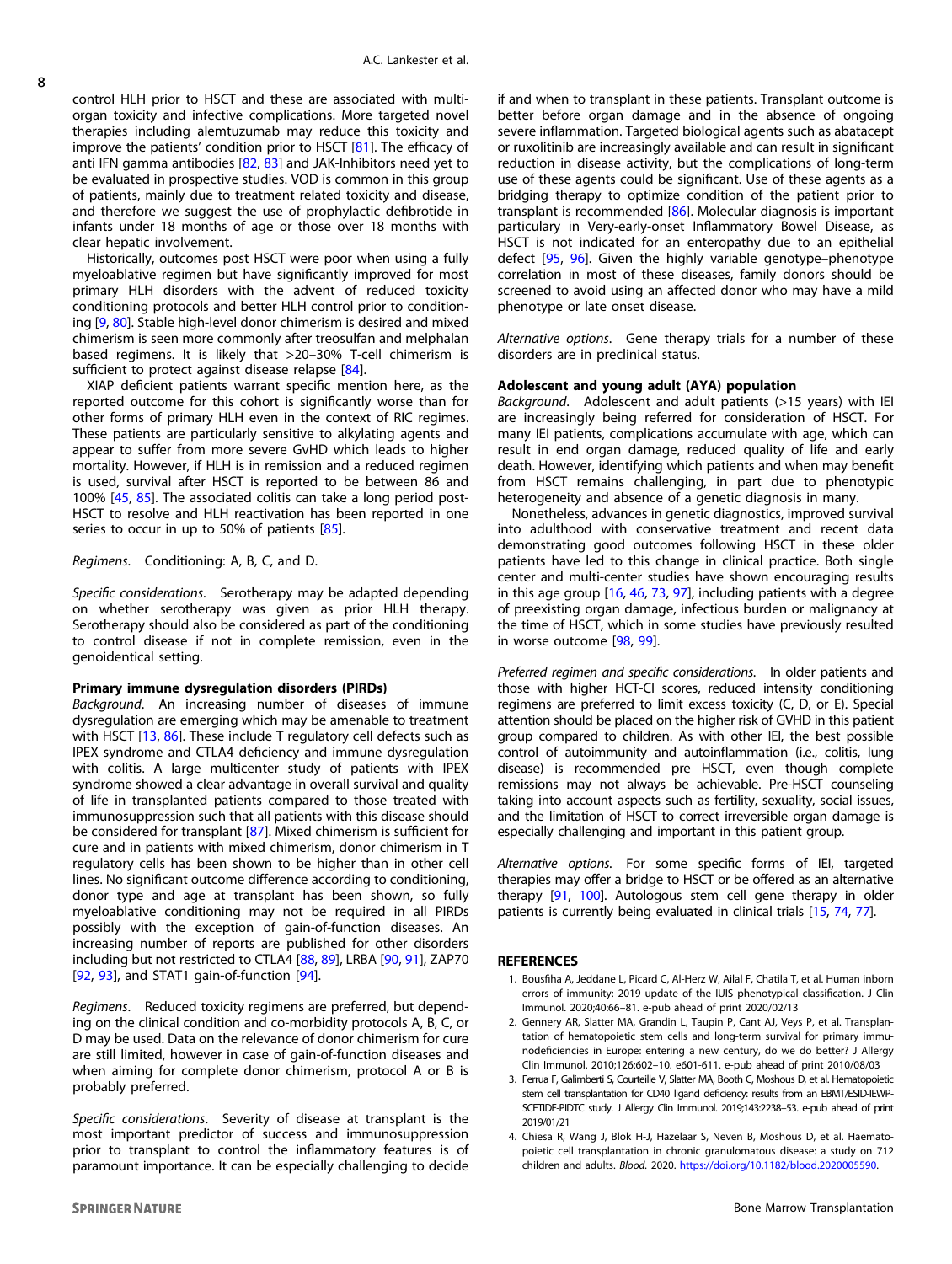control HLH prior to HSCT and these are associated with multi-organ toxicity and infective complications. More targeted novel therapies including alemtuzumab may reduce this toxicity and improve the patients' condition prior to HSCT [81]. The efficacy of anti IFN gamma antibodies [82, 83] and JAK-Inhibitors need yet to be evaluated in prospective studies. VOD is common in this group of patients, mainly due to treatment related toxicity and disease, and therefore we suggest the use of prophylactic defibrotide in infants under 18 months of age or those over 18 months with clear hepatic involvement.

Historically, outcomes post HSCT were poor when using a fully myeloablative regimen but have significantly improved for most primary HLH disorders with the advent of reduced toxicity conditioning protocols and better HLH control prior to conditioning [9, 80]. Stable high-level donor chimerism is desired and mixed chimerism is seen more commonly after treosulfan and melphalan based regimens. It is likely that >20–30% T-cell chimerism is sufficient to protect against disease relapse [84].

XIAP deficient patients warrant specific mention here, as the reported outcome for this cohort is significantly worse than for other forms of primary HLH even in the context of RIC regimes. These patients are particularly sensitive to alkylating agents and appear to suffer from more severe GvHD which leads to higher mortality. However, if HLH is in remission and a reduced regimen is used, survival after HSCT is reported to be between 86 and 100% [45, 85]. The associated colitis can take a long period post-HSCT to resolve and HLH reactivation has been reported in one series to occur in up to 50% of patients [85].

*Regimens*. Conditioning: A, B, C, and D.

*Specific considerations*. Serotherapy may be adapted depending on whether serotherapy was given as prior HLH therapy. Serotherapy should also be considered as part of the conditioning to control disease if not in complete remission, even in the genoidentical setting.

**Primary immune dysregulation disorders (PIRDs)**

*Background*. An increasing number of diseases of immune dysregulation are emerging which may be amenable to treatment with HSCT [13, 86]. These include T regulatory cell defects such as IPEX syndrome and CTLA4 deficiency and immune dysregulation with colitis. A large multicenter study of patients with IPEX syndrome showed a clear advantage in overall survival and quality of life in transplanted patients compared to those treated with immunosuppression such that all patients with this disease should be considered for transplant [87]. Mixed chimerism is sufficient for cure and in patients with mixed chimerism, donor chimerism in T regulatory cells has been shown to be higher than in other cell lines. No significant outcome difference according to conditioning, donor type and age at transplant has been shown, so fully myeloablative conditioning may not be required in all PIRDs possibly with the exception of gain-of-function diseases. An increasing number of reports are published for other disorders including but not restricted to CTLA4 [88, 89], LRBA [90, 91], ZAP70 [92, 93], and STAT1 gain-of-function [94].

*Regimens*. Reduced toxicity regimens are preferred, but depending on the clinical condition and co-morbidity protocols A, B, C, or D may be used. Data on the relevance of donor chimerism for cure are still limited, however in case of gain-of-function diseases and when aiming for complete donor chimerism, protocol A or B is probably preferred.

*Specific considerations*. Severity of disease at transplant is the most important predictor of success and immunosuppression prior to transplant to control the inflammatory features is of paramount importance. It can be especially challenging to decide if and when to transplant in these patients. Transplant outcome is better before organ damage and in the absence of ongoing severe inflammation. Targeted biological agents such as abatacept or ruxolitinib are increasingly available and can result in significant reduction in disease activity, but the complications of long-term use of these agents could be significant. Use of these agents as a bridging therapy to optimize condition of the patient prior to transplant is recommended [86]. Molecular diagnosis is important particulary in Very-early-onset Inflammatory Bowel Disease, as HSCT is not indicated for an enteropathy due to an epithelial defect [95, 96]. Given the highly variable genotype–phenotype correlation in most of these diseases, family donors should be screened to avoid using an affected donor who may have a mild phenotype or late onset disease.

*Alternative options*. Gene therapy trials for a number of these disorders are in preclinical status.

**Adolescent and young adult (AYA) population**

*Background*. Adolescent and adult patients (>15 years) with IEI are increasingly being referred for consideration of HSCT. For many IEI patients, complications accumulate with age, which can result in end organ damage, reduced quality of life and early death. However, identifying which patients and when may benefit from HSCT remains challenging, in part due to phenotypic heterogeneity and absence of a genetic diagnosis in many.

Nonetheless, advances in genetic diagnostics, improved survival into adulthood with conservative treatment and recent data demonstrating good outcomes following HSCT in these older patients have led to this change in clinical practice. Both single center and multi-center studies have shown encouraging results in this age group [16, 46, 73, 97], including patients with a degree of preexisting organ damage, infectious burden or malignancy at the time of HSCT, which in some studies have previously resulted in worse outcome [98, 99].

*Preferred regimen and specific considerations*. In older patients and those with higher HCT-CI scores, reduced intensity conditioning regimens are preferred to limit excess toxicity (C, D, or E). Special attention should be placed on the higher risk of GVHD in this patient group compared to children. As with other IEI, the best possible control of autoimmunity and autoinflammation (i.e., colitis, lung disease) is recommended pre HSCT, even though complete remissions may not always be achievable. Pre-HSCT counseling taking into account aspects such as fertility, sexuality, social issues, and the limitation of HSCT to correct irreversible organ damage is especially challenging and important in this patient group.

*Alternative options*. For some specific forms of IEI, targeted therapies may offer a bridge to HSCT or be offered as an alternative therapy [91, 100]. Autologous stem cell gene therapy in older patients is currently being evaluated in clinical trials [15, 74, 77].

## REFERENCES

1. Bousfiha A, Jeddane L, Picard C, Al-Herz W, Ailal F, Chatila T, et al. Human inborn errors of immunity: 2019 update of the IUIS phenotypical classification. J Clin Immunol. 2020;40:66–81. e-pub ahead of print 2020/02/13
2. Gennery AR, Slatter MA, Grandin L, Taupin P, Cant AJ, Veys P, et al. Transplantation of hematopoietic stem cells and long-term survival for primary immunodeficiencies in Europe: entering a new century, do we do better? J Allergy Clin Immunol. 2010;126:602–10. e601-611. e-pub ahead of print 2010/08/03
3. Ferrua F, Galimberti S, Courteille V, Slatter MA, Booth C, Moshous D, et al. Hematopoietic stem cell transplantation for CD40 ligand deficiency: results from an EBMT/ESID-IEWP-SCETIDE-PIDTC study. J Allergy Clin Immunol. 2019;143:2238–53. e-pub ahead of print 2019/01/21
4. Chiesa R, Wang J, Blok H-J, Hazelaar S, Neven B, Moshous D, et al. Haematopoietic cell transplantation in chronic granulomatous disease: a study on 712 children and adults. *Blood*. 2020. https://doi.org/10.1182/blood.2020005590.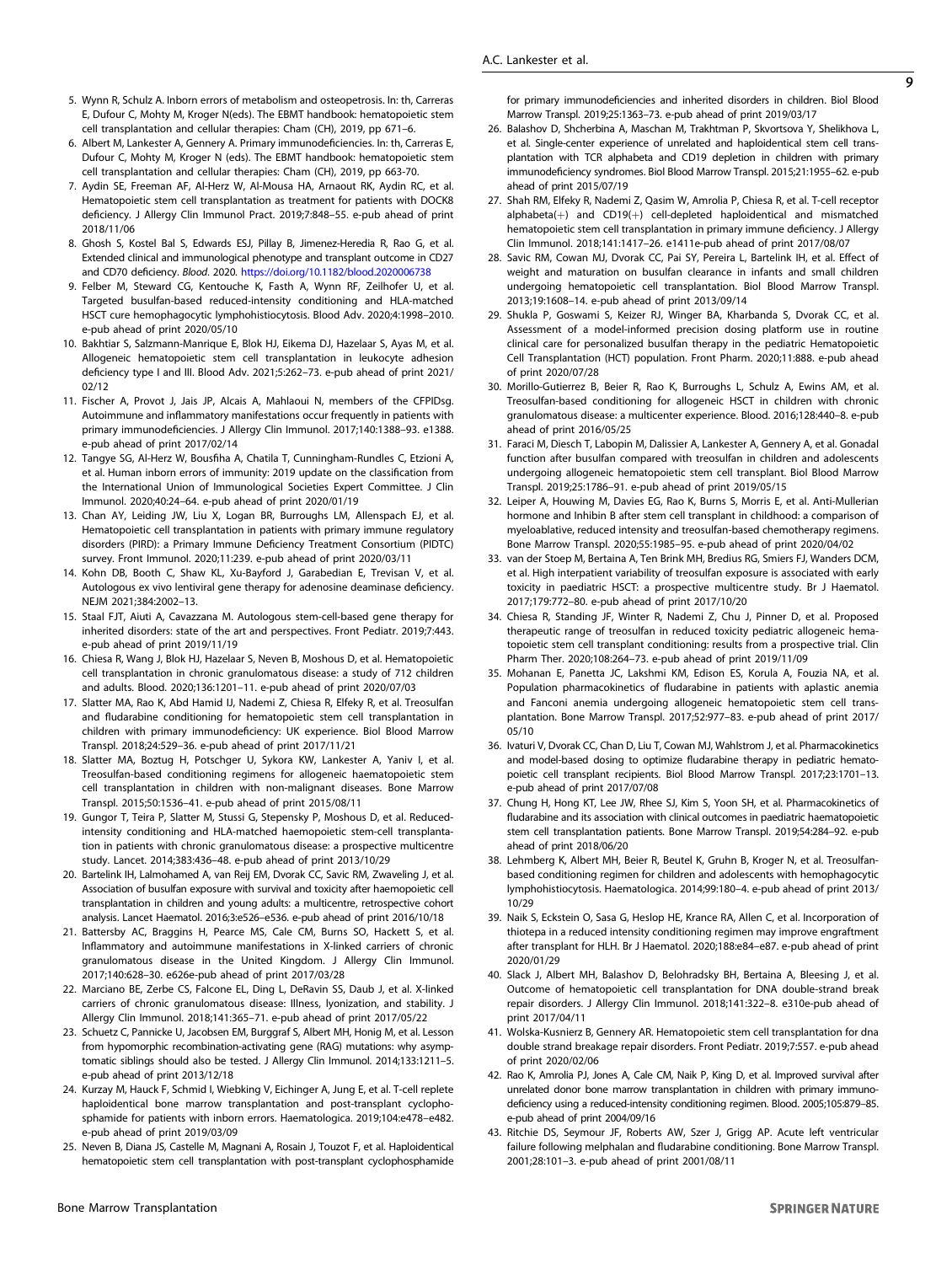5. Wynn R, Schulz A. Inborn errors of metabolism and osteopetrosis. In: th, Carreras E, Dufour C, Mohty M, Kroger N(eds). The EBMT handbook: hematopoietic stem cell transplantation and cellular therapies: Cham (CH), 2019, pp 671–6.
6. Albert M, Lankester A, Gennery A. Primary immunodeficiencies. In: th, Carreras E, Dufour C, Mohty M, Kroger N (eds). The EBMT handbook: hematopoietic stem cell transplantation and cellular therapies: Cham (CH), 2019, pp 663-70.
7. Aydin SE, Freeman AF, Al-Herz W, Al-Mousa HA, Arnaout RK, Aydin RC, et al. Hematopoietic stem cell transplantation as treatment for patients with DOCK8 deficiency. J Allergy Clin Immunol Pract. 2019;7:848–55. e-pub ahead of print 2018/11/06
8. Ghosh S, Kostel Bal S, Edwards ESJ, Pillay B, Jimenez-Heredia R, Rao G, et al. Extended clinical and immunological phenotype and transplant outcome in CD27 and CD70 deficiency. *Blood*. 2020. https://doi.org/10.1182/blood.2020006738
9. Felber M, Steward CG, Kentouche K, Fasth A, Wynn RF, Zeilhofer U, et al. Targeted busulfan-based reduced-intensity conditioning and HLA-matched HSCT cure hemophagocytic lymphohistiocytosis. Blood Adv. 2020;4:1998–2010. e-pub ahead of print 2020/05/10
10. Bakhtiar S, Salzmann-Manrique E, Blok HJ, Eikema DJ, Hazelaar S, Ayas M, et al. Allogeneic hematopoietic stem cell transplantation in leukocyte adhesion deficiency type I and III. Blood Adv. 2021;5:262–73. e-pub ahead of print 2021/02/12
11. Fischer A, Provot J, Jais JP, Alcais A, Mahlaoui N, members of the CFPIDsg. Autoimmune and inflammatory manifestations occur frequently in patients with primary immunodeficiencies. J Allergy Clin Immunol. 2017;140:1388–93. e1388. e-pub ahead of print 2017/02/14
12. Tangye SG, Al-Herz W, Bousfiha A, Chatila T, Cunningham-Rundles C, Etzioni A, et al. Human inborn errors of immunity: 2019 update on the classification from the International Union of Immunological Societies Expert Committee. J Clin Immunol. 2020;40:24–64. e-pub ahead of print 2020/01/19
13. Chan AY, Leiding JW, Liu X, Logan BR, Burroughs LM, Allenspach EJ, et al. Hematopoietic cell transplantation in patients with primary immune regulatory disorders (PIRD): a Primary Immune Deficiency Treatment Consortium (PIDTC) survey. Front Immunol. 2020;11:239. e-pub ahead of print 2020/03/11
14. Kohn DB, Booth C, Shaw KL, Xu-Bayford J, Garabedian E, Trevisan V, et al. Autologous ex vivo lentiviral gene therapy for adenosine deaminase deficiency. NEJM 2021;384:2002–13.
15. Staal FJT, Aiuti A, Cavazzana M. Autologous stem-cell-based gene therapy for inherited disorders: state of the art and perspectives. Front Pediatr. 2019;7:443. e-pub ahead of print 2019/11/19
16. Chiesa R, Wang J, Blok HJ, Hazelaar S, Neven B, Moshous D, et al. Hematopoietic cell transplantation in chronic granulomatous disease: a study of 712 children and adults. Blood. 2020;136:1201–11. e-pub ahead of print 2020/07/03
17. Slatter MA, Rao K, Abd Hamid IJ, Nademi Z, Chiesa R, Elfeky R, et al. Treosulfan and fludarabine conditioning for hematopoietic stem cell transplantation in children with primary immunodeficiency: UK experience. Biol Blood Marrow Transpl. 2018;24:529–36. e-pub ahead of print 2017/11/21
18. Slatter MA, Boztug H, Potschger U, Sykora KW, Lankester A, Yaniv I, et al. Treosulfan-based conditioning regimens for allogeneic haematopoietic stem cell transplantation in children with non-malignant diseases. Bone Marrow Transpl. 2015;50:1536–41. e-pub ahead of print 2015/08/11
19. Gungor T, Teira P, Slatter M, Stussi G, Stepensky P, Moshous D, et al. Reduced-intensity conditioning and HLA-matched haemopoietic stem-cell transplantation in patients with chronic granulomatous disease: a prospective multicentre study. Lancet. 2014;383:436–48. e-pub ahead of print 2013/10/29
20. Bartelink IH, Lalmohamed A, van Reij EM, Dvorak CC, Savic RM, Zwaveling J, et al. Association of busulfan exposure with survival and toxicity after haemopoietic cell transplantation in children and young adults: a multicentre, retrospective cohort analysis. Lancet Haematol. 2016;3:e526–e536. e-pub ahead of print 2016/10/18
21. Battersby AC, Braggins H, Pearce MS, Cale CM, Burns SO, Hackett S, et al. Inflammatory and autoimmune manifestations in X-linked carriers of chronic granulomatous disease in the United Kingdom. J Allergy Clin Immunol. 2017;140:628–30. e626e-pub ahead of print 2017/03/28
22. Marciano BE, Zerbe CS, Falcone EL, Ding L, DeRavin SS, Daub J, et al. X-linked carriers of chronic granulomatous disease: Illness, lyonization, and stability. J Allergy Clin Immunol. 2018;141:365–71. e-pub ahead of print 2017/05/22
23. Schuetz C, Pannicke U, Jacobsen EM, Burggraf S, Albert MH, Honig M, et al. Lesson from hypomorphic recombination-activating gene (RAG) mutations: why asymptomatic siblings should also be tested. J Allergy Clin Immunol. 2014;133:1211–5. e-pub ahead of print 2013/12/18
24. Kurzay M, Hauck F, Schmid I, Wiebking V, Eichinger A, Jung E, et al. T-cell replete haploidentical bone marrow transplantation and post-transplant cyclophosphamide for patients with inborn errors. Haematologica. 2019;104:e478–e482. e-pub ahead of print 2019/03/09
25. Neven B, Diana JS, Castelle M, Magnani A, Rosain J, Touzot F, et al. Haploidentical hematopoietic stem cell transplantation with post-transplant cyclophosphamide for primary immunodeficiencies and inherited disorders in children. Biol Blood Marrow Transpl. 2019;25:1363–73. e-pub ahead of print 2019/03/17
26. Balashov D, Shcherbina A, Maschan M, Trakhtman P, Skvortsova Y, Shelikhova L, et al. Single-center experience of unrelated and haploidentical stem cell transplantation with TCR alphabeta and CD19 depletion in children with primary immunodeficiency syndromes. Biol Blood Marrow Transpl. 2015;21:1955–62. e-pub ahead of print 2015/07/19
27. Shah RM, Elfeky R, Nademi Z, Qasim W, Amrolia P, Chiesa R, et al. T-cell receptor alphabeta(+) and CD19(+) cell-depleted haploidentical and mismatched hematopoietic stem cell transplantation in primary immune deficiency. J Allergy Clin Immunol. 2018;141:1417–26. e1411e-pub ahead of print 2017/08/07
28. Savic RM, Cowan MJ, Dvorak CC, Pai SY, Pereira L, Bartelink IH, et al. Effect of weight and maturation on busulfan clearance in infants and small children undergoing hematopoietic cell transplantation. Biol Blood Marrow Transpl. 2013;19:1608–14. e-pub ahead of print 2013/09/14
29. Shukla P, Goswami S, Keizer RJ, Winger BA, Kharbanda S, Dvorak CC, et al. Assessment of a model-informed precision dosing platform use in routine clinical care for personalized busulfan therapy in the pediatric Hematopoietic Cell Transplantation (HCT) population. Front Pharm. 2020;11:888. e-pub ahead of print 2020/07/28
30. Morillo-Gutierrez B, Beier R, Rao K, Burroughs L, Schulz A, Ewins AM, et al. Treosulfan-based conditioning for allogeneic HSCT in children with chronic granulomatous disease: a multicenter experience. Blood. 2016;128:440–8. e-pub ahead of print 2016/05/25
31. Faraci M, Diesch T, Labopin M, Dalissier A, Lankester A, Gennery A, et al. Gonadal function after busulfan compared with treosulfan in children and adolescents undergoing allogeneic hematopoietic stem cell transplant. Biol Blood Marrow Transpl. 2019;25:1786–91. e-pub ahead of print 2019/05/15
32. Leiper A, Houwing M, Davies EG, Rao K, Burns S, Morris E, et al. Anti-Mullerian hormone and Inhibin B after stem cell transplant in childhood: a comparison of myeloablative, reduced intensity and treosulfan-based chemotherapy regimens. Bone Marrow Transpl. 2020;55:1985–95. e-pub ahead of print 2020/04/02
33. van der Stoep M, Bertaina A, Ten Brink MH, Bredius RG, Smiers FJ, Wanders DCM, et al. High interpatient variability of treosulfan exposure is associated with early toxicity in paediatric HSCT: a prospective multicentre study. Br J Haematol. 2017;179:772–80. e-pub ahead of print 2017/10/20
34. Chiesa R, Standing JF, Winter R, Nademi Z, Chu J, Pinner D, et al. Proposed therapeutic range of treosulfan in reduced toxicity pediatric allogeneic hematopoietic stem cell transplant conditioning: results from a prospective trial. Clin Pharm Ther. 2020;108:264–73. e-pub ahead of print 2019/11/09
35. Mohanan E, Panetta JC, Lakshmi KM, Edison ES, Korula A, Fouzia NA, et al. Population pharmacokinetics of fludarabine in patients with aplastic anemia and Fanconi anemia undergoing allogeneic hematopoietic stem cell transplantation. Bone Marrow Transpl. 2017;52:977–83. e-pub ahead of print 2017/05/10
36. Ivaturi V, Dvorak CC, Chan D, Liu T, Cowan MJ, Wahlstrom J, et al. Pharmacokinetics and model-based dosing to optimize fludarabine therapy in pediatric hematopoietic cell transplant recipients. Biol Blood Marrow Transpl. 2017;23:1701–13. e-pub ahead of print 2017/07/08
37. Chung H, Hong KT, Lee JW, Rhee SJ, Kim S, Yoon SH, et al. Pharmacokinetics of fludarabine and its association with clinical outcomes in paediatric haematopoietic stem cell transplantation patients. Bone Marrow Transpl. 2019;54:284–92. e-pub ahead of print 2018/06/20
38. Lehmberg K, Albert MH, Beier R, Beutel K, Gruhn B, Kroger N, et al. Treosulfan-based conditioning regimen for children and adolescents with hemophagocytic lymphohistiocytosis. Haematologica. 2014;99:180–4. e-pub ahead of print 2013/10/29
39. Naik S, Eckstein O, Sasa G, Heslop HE, Krance RA, Allen C, et al. Incorporation of thiotepa in a reduced intensity conditioning regimen may improve engraftment after transplant for HLH. Br J Haematol. 2020;188:e84–e87. e-pub ahead of print 2020/01/29
40. Slack J, Albert MH, Balashov D, Belohradsky BH, Bertaina A, Bleesing J, et al. Outcome of hematopoietic cell transplantation for DNA double-strand break repair disorders. J Allergy Clin Immunol. 2018;141:322–8. e310e-pub ahead of print 2017/04/11
41. Wolska-Kusnierz B, Gennery AR. Hematopoietic stem cell transplantation for dna double strand breakage repair disorders. Front Pediatr. 2019;7:557. e-pub ahead of print 2020/02/06
42. Rao K, Amrolia PJ, Jones A, Cale CM, Naik P, King D, et al. Improved survival after unrelated donor bone marrow transplantation in children with primary immunodeficiency using a reduced-intensity conditioning regimen. Blood. 2005;105:879–85. e-pub ahead of print 2004/09/16
43. Ritchie DS, Seymour JF, Roberts AW, Szer J, Grigg AP. Acute left ventricular failure following melphalan and fludarabine conditioning. Bone Marrow Transpl. 2001;28:101–3. e-pub ahead of print 2001/08/11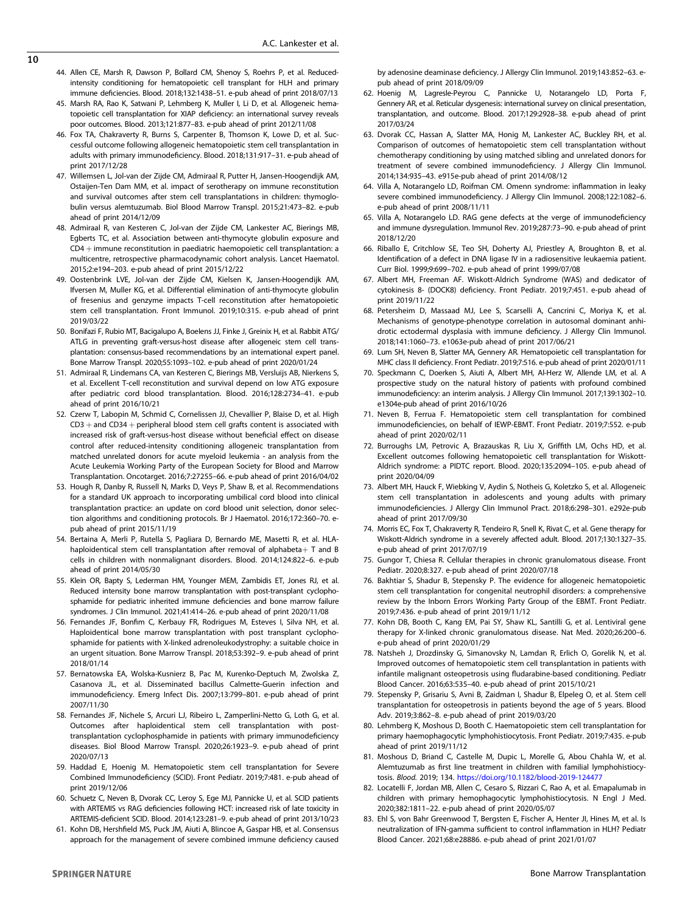44. Allen CE, Marsh R, Dawson P, Bollard CM, Shenoy S, Roehrs P, et al. Reduced-intensity conditioning for hematopoietic cell transplant for HLH and primary immune deficiencies. Blood. 2018;132:1438–51. e-pub ahead of print 2018/07/13
45. Marsh RA, Rao K, Satwani P, Lehmberg K, Muller I, Li D, et al. Allogeneic hematopoietic cell transplantation for XIAP deficiency: an international survey reveals poor outcomes. Blood. 2013;121:877–83. e-pub ahead of print 2012/11/08
46. Fox TA, Chakraverty R, Burns S, Carpenter B, Thomson K, Lowe D, et al. Successful outcome following allogeneic hematopoietic stem cell transplantation in adults with primary immunodeficiency. Blood. 2018;131:917–31. e-pub ahead of print 2017/12/28
47. Willemsen L, Jol-van der Zijde CM, Admiraal R, Putter H, Jansen-Hoogendijk AM, Ostaijen-Ten Dam MM, et al. impact of serotherapy on immune reconstitution and survival outcomes after stem cell transplantations in children: thymoglobulin versus alemtuzumab. Biol Blood Marrow Transpl. 2015;21:473–82. e-pub ahead of print 2014/12/09
48. Admiraal R, van Kesteren C, Jol-van der Zijde CM, Lankester AC, Bierings MB, Egberts TC, et al. Association between anti-thymocyte globulin exposure and CD4 + immune reconstitution in paediatric haemopoietic cell transplantation: a multicentre, retrospective pharmacodynamic cohort analysis. Lancet Haematol. 2015;2:e194–203. e-pub ahead of print 2015/12/22
49. Oostenbrink LVE, Jol-van der Zijde CM, Kielsen K, Jansen-Hoogendijk AM, Ifversen M, Muller KG, et al. Differential elimination of anti-thymocyte globulin of fresenius and genzyme impacts T-cell reconstitution after hematopoietic stem cell transplantation. Front Immunol. 2019;10:315. e-pub ahead of print 2019/03/22
50. Bonifazi F, Rubio MT, Bacigalupo A, Boelens JJ, Finke J, Greinix H, et al. Rabbit ATG/ATLG in preventing graft-versus-host disease after allogeneic stem cell transplantation: consensus-based recommendations by an international expert panel. Bone Marrow Transpl. 2020;55:1093–102. e-pub ahead of print 2020/01/24
51. Admiraal R, Lindemans CA, van Kesteren C, Bierings MB, Versluijs AB, Nierkens S, et al. Excellent T-cell reconstitution and survival depend on low ATG exposure after pediatric cord blood transplantation. Blood. 2016;128:2734–41. e-pub ahead of print 2016/10/21
52. Czerw T, Labopin M, Schmid C, Cornelissen JJ, Chevallier P, Blaise D, et al. High CD3 + and CD34 + peripheral blood stem cell grafts content is associated with increased risk of graft-versus-host disease without beneficial effect on disease control after reduced-intensity conditioning allogeneic transplantation from matched unrelated donors for acute myeloid leukemia - an analysis from the Acute Leukemia Working Party of the European Society for Blood and Marrow Transplantation. Oncotarget. 2016;7:27255–66. e-pub ahead of print 2016/04/02
53. Hough R, Danby R, Russell N, Marks D, Veys P, Shaw B, et al. Recommendations for a standard UK approach to incorporating umbilical cord blood into clinical transplantation practice: an update on cord blood unit selection, donor selection algorithms and conditioning protocols. Br J Haematol. 2016;172:360–70. e-pub ahead of print 2015/11/19
54. Bertaina A, Merli P, Rutella S, Pagliara D, Bernardo ME, Masetti R, et al. HLA-haploidentical stem cell transplantation after removal of alphabeta+ T and B cells in children with nonmalignant disorders. Blood. 2014;124:822–6. e-pub ahead of print 2014/05/30
55. Klein OR, Bapty S, Lederman HM, Younger MEM, Zambidis ET, Jones RJ, et al. Reduced intensity bone marrow transplantation with post-transplant cyclophosphamide for pediatric inherited immune deficiencies and bone marrow failure syndromes. J Clin Immunol. 2021;41:414–26. e-pub ahead of print 2020/11/08
56. Fernandes JF, Bonfim C, Kerbauy FR, Rodrigues M, Esteves I, Silva NH, et al. Haploidentical bone marrow transplantation with post transplant cyclophosphamide for patients with X-linked adrenoleukodystrophy: a suitable choice in an urgent situation. Bone Marrow Transpl. 2018;53:392–9. e-pub ahead of print 2018/01/14
57. Bernatowska EA, Wolska-Kusnierz B, Pac M, Kurenko-Deptuch M, Zwolska Z, Casanova JL, et al. Disseminated bacillus Calmette-Guerin infection and immunodeficiency. Emerg Infect Dis. 2007;13:799–801. e-pub ahead of print 2007/11/30
58. Fernandes JF, Nichele S, Arcuri LJ, Ribeiro L, Zamperlini-Netto G, Loth G, et al. Outcomes after haploidentical stem cell transplantation with post-transplantation cyclophosphamide in patients with primary immunodeficiency diseases. Biol Blood Marrow Transpl. 2020;26:1923–9. e-pub ahead of print 2020/07/13
59. Haddad E, Hoenig M. Hematopoietic stem cell transplantation for Severe Combined Immunodeficiency (SCID). Front Pediatr. 2019;7:481. e-pub ahead of print 2019/12/06
60. Schuetz C, Neven B, Dvorak CC, Leroy S, Ege MJ, Pannicke U, et al. SCID patients with ARTEMIS vs RAG deficiencies following HCT: increased risk of late toxicity in ARTEMIS-deficient SCID. Blood. 2014;123:281–9. e-pub ahead of print 2013/10/23
61. Kohn DB, Hershfield MS, Puck JM, Aiuti A, Blincoe A, Gaspar HB, et al. Consensus approach for the management of severe combined immune deficiency caused by adenosine deaminase deficiency. J Allergy Clin Immunol. 2019;143:852–63. e-pub ahead of print 2018/09/09
62. Hoenig M, Lagresle-Peyrou C, Pannicke U, Notarangelo LD, Porta F, Gennery AR, et al. Reticular dysgenesis: international survey on clinical presentation, transplantation, and outcome. Blood. 2017;129:2928–38. e-pub ahead of print 2017/03/24
63. Dvorak CC, Hassan A, Slatter MA, Honig M, Lankester AC, Buckley RH, et al. Comparison of outcomes of hematopoietic stem cell transplantation without chemotherapy conditioning by using matched sibling and unrelated donors for treatment of severe combined immunodeficiency. J Allergy Clin Immunol. 2014;134:935–43. e915e-pub ahead of print 2014/08/12
64. Villa A, Notarangelo LD, Roifman CM. Omenn syndrome: inflammation in leaky severe combined immunodeficiency. J Allergy Clin Immunol. 2008;122:1082–6. e-pub ahead of print 2008/11/11
65. Villa A, Notarangelo LD. RAG gene defects at the verge of immunodeficiency and immune dysregulation. Immunol Rev. 2019;287:73–90. e-pub ahead of print 2018/12/20
66. Riballo E, Critchlow SE, Teo SH, Doherty AJ, Priestley A, Broughton B, et al. Identification of a defect in DNA ligase IV in a radiosensitive leukaemia patient. Curr Biol. 1999;9:699–702. e-pub ahead of print 1999/07/08
67. Albert MH, Freeman AF. Wiskott-Aldrich Syndrome (WAS) and dedicator of cytokinesis 8- (DOCK8) deficiency. Front Pediatr. 2019;7:451. e-pub ahead of print 2019/11/22
68. Petersheim D, Massaad MJ, Lee S, Scarselli A, Cancrini C, Moriya K, et al. Mechanisms of genotype-phenotype correlation in autosomal dominant anhidrotic ectodermal dysplasia with immune deficiency. J Allergy Clin Immunol. 2018;141:1060–73. e1063e-pub ahead of print 2017/06/21
69. Lum SH, Neven B, Slatter MA, Gennery AR. Hematopoietic cell transplantation for MHC class II deficiency. Front Pediatr. 2019;7:516. e-pub ahead of print 2020/01/11
70. Speckmann C, Doerken S, Aiuti A, Albert MH, Al-Herz W, Allende LM, et al. A prospective study on the natural history of patients with profound combined immunodeficiency: an interim analysis. J Allergy Clin Immunol. 2017;139:1302–10. e1304e-pub ahead of print 2016/10/26
71. Neven B, Ferrua F. Hematopoietic stem cell transplantation for combined immunodeficiencies, on behalf of IEWP-EBMT. Front Pediatr. 2019;7:552. e-pub ahead of print 2020/02/11
72. Burroughs LM, Petrovic A, Brazauskas R, Liu X, Griffith LM, Ochs HD, et al. Excellent outcomes following hematopoietic cell transplantation for Wiskott-Aldrich syndrome: a PIDTC report. Blood. 2020;135:2094–105. e-pub ahead of print 2020/04/09
73. Albert MH, Hauck F, Wiebking V, Aydin S, Notheis G, Koletzko S, et al. Allogeneic stem cell transplantation in adolescents and young adults with primary immunodeficiencies. J Allergy Clin Immunol Pract. 2018;6:298–301. e292e-pub ahead of print 2017/09/30
74. Morris EC, Fox T, Chakraverty R, Tendeiro R, Snell K, Rivat C, et al. Gene therapy for Wiskott-Aldrich syndrome in a severely affected adult. Blood. 2017;130:1327–35. e-pub ahead of print 2017/07/19
75. Gungor T, Chiesa R. Cellular therapies in chronic granulomatous disease. Front Pediatr. 2020;8:327. e-pub ahead of print 2020/07/18
76. Bakhtiar S, Shadur B, Stepensky P. The evidence for allogeneic hematopoietic stem cell transplantation for congenital neutrophil disorders: a comprehensive review by the Inborn Errors Working Party Group of the EBMT. Front Pediatr. 2019;7:436. e-pub ahead of print 2019/11/12
77. Kohn DB, Booth C, Kang EM, Pai SY, Shaw KL, Santilli G, et al. Lentiviral gene therapy for X-linked chronic granulomatous disease. Nat Med. 2020;26:200–6. e-pub ahead of print 2020/01/29
78. Natsheh J, Drozdinsky G, Simanovsky N, Lamdan R, Erlich O, Gorelik N, et al. Improved outcomes of hematopoietic stem cell transplantation in patients with infantile malignant osteopetrosis using fludarabine-based conditioning. Pediatr Blood Cancer. 2016;63:535–40. e-pub ahead of print 2015/10/21
79. Stepensky P, Grisariu S, Avni B, Zaidman I, Shadur B, Elpeleg O, et al. Stem cell transplantation for osteopetrosis in patients beyond the age of 5 years. Blood Adv. 2019;3:862–8. e-pub ahead of print 2019/03/20
80. Lehmberg K, Moshous D, Booth C. Haematopoietic stem cell transplantation for primary haemophagocytic lymphohistiocytosis. Front Pediatr. 2019;7:435. e-pub ahead of print 2019/11/12
81. Moshous D, Briand C, Castelle M, Dupic L, Morelle G, Abou Chahla W, et al. Alemtuzumab as first line treatment in children with familial lymphohistiocytosis. *Blood.* 2019; 134. https://doi.org/10.1182/blood-2019-124477
82. Locatelli F, Jordan MB, Allen C, Cesaro S, Rizzari C, Rao A, et al. Emapalumab in children with primary hemophagocytic lymphohistiocytosis. N Engl J Med. 2020;382:1811–22. e-pub ahead of print 2020/05/07
83. Ehl S, von Bahr Greenwood T, Bergsten E, Fischer A, Henter JI, Hines M, et al. Is neutralization of IFN-gamma sufficient to control inflammation in HLH? Pediatr Blood Cancer. 2021;68:e28886. e-pub ahead of print 2021/01/07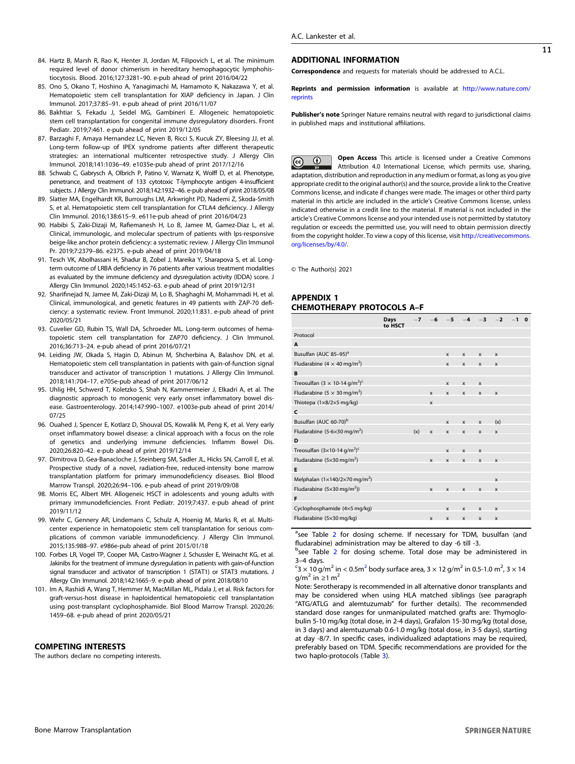84. Hartz B, Marsh R, Rao K, Henter JI, Jordan M, Filipovich L, et al. The minimum required level of donor chimerism in hereditary hemophagocytic lymphohistiocytosis. Blood. 2016;127:3281–90. e-pub ahead of print 2016/04/22
85. Ono S, Okano T, Hoshino A, Yanagimachi M, Hamamoto K, Nakazawa Y, et al. Hematopoietic stem cell transplantation for XIAP deficiency in Japan. J Clin Immunol. 2017;37:85–91. e-pub ahead of print 2016/11/07
86. Bakhtiar S, Fekadu J, Seidel MG, Gambineri E. Allogeneic hematopoietic stem cell transplantation for congenital immune dysregulatory disorders. Front Pediatr. 2019;7:461. e-pub ahead of print 2019/12/05
87. Barzaghi F, Amaya Hernandez LC, Neven B, Ricci S, Kucuk ZY, Bleesing JJ, et al. Long-term follow-up of IPEX syndrome patients after different therapeutic strategies: an international multicenter retrospective study. J Allergy Clin Immunol. 2018;141:1036–49. e1035e-pub ahead of print 2017/12/16
88. Schwab C, Gabrysch A, Olbrich P, Patino V, Warnatz K, Wolff D, et al. Phenotype, penetrance, and treatment of 133 cytotoxic T-lymphocyte antigen 4-insufficient subjects. J Allergy Clin Immunol. 2018;142:1932–46. e-pub ahead of print 2018/05/08
89. Slatter MA, Engelhardt KR, Burroughs LM, Arkwright PD, Nademi Z, Skoda-Smith S, et al. Hematopoietic stem cell transplantation for CTLA4 deficiency. J Allergy Clin Immunol. 2016;138:615–9. e611e-pub ahead of print 2016/04/23
90. Habibi S, Zaki-Dizaji M, Rafiemanesh H, Lo B, Jamee M, Gamez-Diaz L, et al. Clinical, immunologic, and molecular spectrum of patients with lps-responsive beige-like anchor protein deficiency: a systematic review. J Allergy Clin Immunol Pr. 2019;7:2379–86. e2375. e-pub ahead of print 2019/04/18
91. Tesch VK, Abolhassani H, Shadur B, Zobel J, Mareika Y, Sharapova S, et al. Long-term outcome of LRBA deficiency in 76 patients after various treatment modalities as evaluated by the immune deficiency and dysregulation activity (IDDA) score. J Allergy Clin Immunol. 2020;145:1452–63. e-pub ahead of print 2019/12/31
92. Sharifinejad N, Jamee M, Zaki-Dizaji M, Lo B, Shaghaghi M, Mohammadi H, et al. Clinical, immunological, and genetic features in 49 patients with ZAP-70 deficiency: a systematic review. Front Immunol. 2020;11:831. e-pub ahead of print 2020/05/21
93. Cuvelier GD, Rubin TS, Wall DA, Schroeder ML. Long-term outcomes of hematopoietic stem cell transplantation for ZAP70 deficiency. J Clin Immunol. 2016;36:713–24. e-pub ahead of print 2016/07/21
94. Leiding JW, Okada S, Hagin D, Abinun M, Shcherbina A, Balashov DN, et al. Hematopoietic stem cell transplantation in patients with gain-of-function signal transducer and activator of transcription 1 mutations. J Allergy Clin Immunol. 2018;141:704–17. e705e-pub ahead of print 2017/06/12
95. Uhlig HH, Schwerd T, Koletzko S, Shah N, Kammermeier J, Elkadri A, et al. The diagnostic approach to monogenic very early onset inflammatory bowel disease. Gastroenterology. 2014;147:990–1007. e1003e-pub ahead of print 2014/07/25
96. Ouahed J, Spencer E, Kotlarz D, Shouval DS, Kowalik M, Peng K, et al. Very early onset inflammatory bowel disease: a clinical approach with a focus on the role of genetics and underlying immune deficiencies. Inflamm Bowel Dis. 2020;26:820–42. e-pub ahead of print 2019/12/14
97. Dimitrova D, Gea-Banacloche J, Steinberg SM, Sadler JL, Hicks SN, Carroll E, et al. Prospective study of a novel, radiation-free, reduced-intensity bone marrow transplantation platform for primary immunodeficiency diseases. Biol Blood Marrow Transpl. 2020;26:94–106. e-pub ahead of print 2019/09/08
98. Morris EC, Albert MH. Allogeneic HSCT in adolescents and young adults with primary immunodeficiencies. Front Pediatr. 2019;7:437. e-pub ahead of print 2019/11/12
99. Wehr C, Gennery AR, Lindemans C, Schulz A, Hoenig M, Marks R, et al. Multicenter experience in hematopoietic stem cell transplantation for serious complications of common variable immunodeficiency. J Allergy Clin Immunol. 2015;135:988–97. e986e-pub ahead of print 2015/01/18
100. Forbes LR, Vogel TP, Cooper MA, Castro-Wagner J, Schussler E, Weinacht KG, et al. Jakinibs for the treatment of immune dysregulation in patients with gain-of-function signal transducer and activator of transcription 1 (STAT1) or STAT3 mutations. J Allergy Clin Immunol. 2018;142:1665–9. e-pub ahead of print 2018/08/10
101. Im A, Rashidi A, Wang T, Hemmer M, MacMillan ML, Pidala J, et al. Risk factors for graft-versus-host disease in haploidentical hematopoietic cell transplantation using post-transplant cyclophosphamide. Biol Blood Marrow Transpl. 2020;26:1459–68. e-pub ahead of print 2020/05/21

## COMPETING INTERESTS

The authors declare no competing interests.

## ADDITIONAL INFORMATION

**Correspondence** and requests for materials should be addressed to A.C.L.

**Reprints and permission information** is available at http://www.nature.com/reprints

**Publisher's note** Springer Nature remains neutral with regard to jurisdictional claims in published maps and institutional affiliations.

**Open Access** This article is licensed under a Creative Commons Attribution 4.0 International License, which permits use, sharing, adaptation, distribution and reproduction in any medium or format, as long as you give appropriate credit to the original author(s) and the source, provide a link to the Creative Commons license, and indicate if changes were made. The images or other third party material in this article are included in the article's Creative Commons license, unless indicated otherwise in a credit line to the material. If material is not included in the article's Creative Commons license and your intended use is not permitted by statutory regulation or exceeds the permitted use, you will need to obtain permission directly from the copyright holder. To view a copy of this license, visit http://creativecommons.org/licenses/by/4.0/.

© The Author(s) 2021

## APPENDIX 1
## CHEMOTHERAPY PROTOCOLS A–F

| Days to HSCT | −7 | −6 | −5 | −4 | −3 | −2 | −1 | 0 |
|---|---|---|---|---|---|---|---|---|
| Protocol | | | | | | | | |
| **A** | | | | | | | | |
| Busulfan (AUC 85–95)[a] | | | x | x | x | x | | |
| Fludarabine (4 × 40 mg/m$^2$) | | | x | x | x | x | | |
| **B** | | | | | | | | |
| Treosulfan (3 × 10-14 g/m$^2$)[c] | | | x | x | x | | | |
| Fludarabine (5 × 30 mg/m$^2$) | | x | x | x | x | x | | |
| Thiotepa (1×8/2×5 mg/kg) | | x | | | | | | |
| **C** | | | | | | | | |
| Busulfan (AUC 60-70)[b] | | | x | x | x | (x) | | |
| Fludarabine (5-6×30 mg/m$^2$) | (x) | x | x | x | x | x | | |
| **D** | | | | | | | | |
| Treosulfan (3×10-14 g/m$^2$)[c] | | | x | x | x | | | |
| Fludarabine (5×30 mg/m$^2$) | | x | x | x | x | x | | |
| **E** | | | | | | | | |
| Melphalan (1×140/2×70 mg/m$^2$) | | | | | | x | | |
| Fludarabine (5×30 mg/m$^2$)) | | x | x | x | x | x | | |
| **F** | | | | | | | | |
| Cyclophosphamide (4×5 mg/kg) | | | x | x | x | x | | |
| Fludarabine (5×30 mg/kg) | | x | x | x | x | x | | |

[a]see Table 2 for dosing scheme. If necessary for TDM, busulfan (and fludarabine) administration may be altered to day -6 till -3.

[b]see Table 2 for dosing scheme. Total dose may be administered in 3–4 days.

[c]3 × 10 g/m$^2$ in < 0.5m$^2$ body surface area, 3 × 12 g/m$^2$ in 0.5-1.0 m$^2$, 3 × 14 g/m$^2$ in ≥1 m$^2$

Note: Serotherapy is recommended in all alternative donor transplants and may be considered when using HLA matched siblings (see paragraph "ATG/ATLG and alemtuzumab" for further details). The recommended standard dose ranges for unmanipulated matched grafts are: Thymoglobulin 5-10 mg/kg (total dose, in 2-4 days), Grafalon 15-30 mg/kg (total dose, in 3 days) and alemtuzumab 0.6-1.0 mg/kg (total dose, in 3-5 days), starting at day -8/7. In specific cases, individualized adaptations may be required, preferably based on TDM. Specific recommendations are provided for the two haplo-protocols (Table 3).